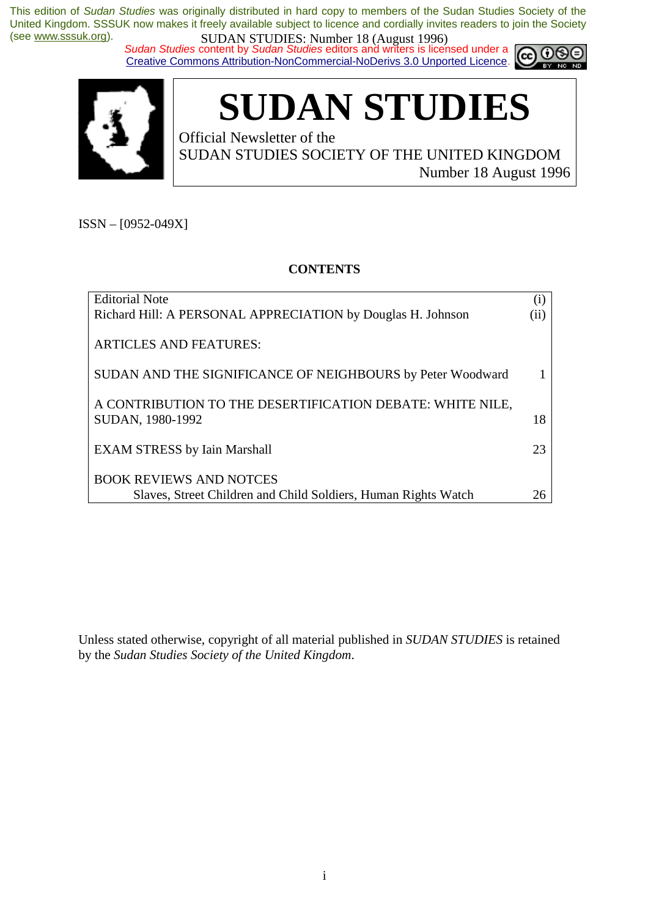This edition of *Sudan Studies* was originally distributed in hard copy to members of the Sudan Studies Society of the United Kingdom. SSSUK now makes it freely available subject to licence and cordially invites readers to join the Society (see www.sssuk.org).

*Sudan Studies* content by *Sudan Studies* editors and writers is licensed under a Creative Commons Attribution-NonCommercial-NoDerivs 3.0 Unported Licence.

# SUDAN STUDIES

Official Newsletter of the
SUDAN STUDIES SOCIETY OF THE UNITED KINGDOM
Number 18 August 1996

ISSN – [0952-049X]

**CONTENTS**

| | |
|---|---|
| Editorial Note | (i) |
| Richard Hill: A PERSONAL APPRECIATION by Douglas H. Johnson | (ii) |
| ARTICLES AND FEATURES: | |
| SUDAN AND THE SIGNIFICANCE OF NEIGHBOURS by Peter Woodward | 1 |
| A CONTRIBUTION TO THE DESERTIFICATION DEBATE: WHITE NILE, SUDAN, 1980-1992 | 18 |
| EXAM STRESS by Iain Marshall | 23 |
| BOOK REVIEWS AND NOTCES | |
| Slaves, Street Children and Child Soldiers, Human Rights Watch | 26 |

Unless stated otherwise, copyright of all material published in *SUDAN STUDIES* is retained by the *Sudan Studies Society of the United Kingdom*.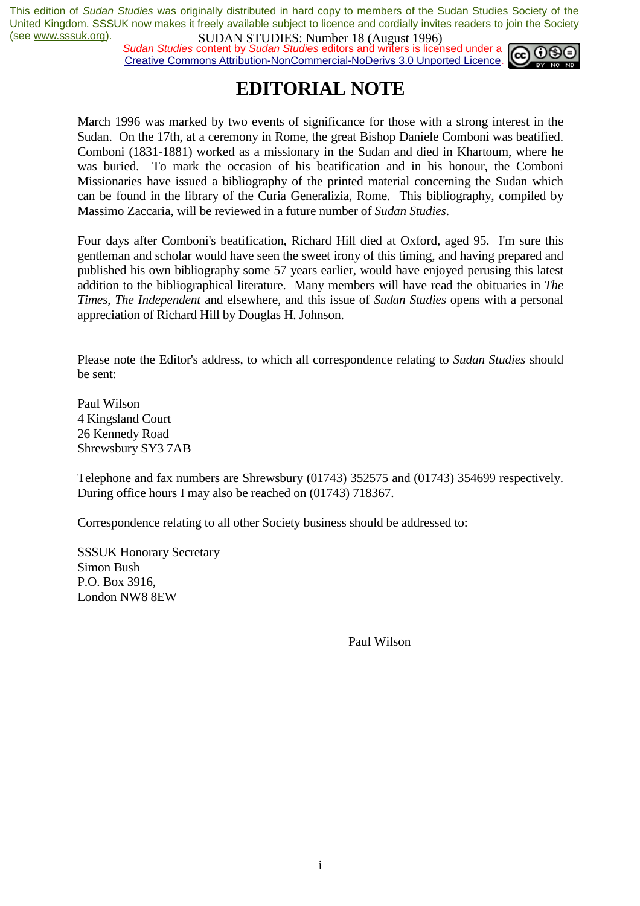# EDITORIAL NOTE

March 1996 was marked by two events of significance for those with a strong interest in the Sudan. On the 17th, at a ceremony in Rome, the great Bishop Daniele Comboni was beatified. Comboni (1831-1881) worked as a missionary in the Sudan and died in Khartoum, where he was buried. To mark the occasion of his beatification and in his honour, the Comboni Missionaries have issued a bibliography of the printed material concerning the Sudan which can be found in the library of the Curia Generalizia, Rome. This bibliography, compiled by Massimo Zaccaria, will be reviewed in a future number of *Sudan Studies*.

Four days after Comboni's beatification, Richard Hill died at Oxford, aged 95. I'm sure this gentleman and scholar would have seen the sweet irony of this timing, and having prepared and published his own bibliography some 57 years earlier, would have enjoyed perusing this latest addition to the bibliographical literature. Many members will have read the obituaries in *The Times*, *The Independent* and elsewhere, and this issue of *Sudan Studies* opens with a personal appreciation of Richard Hill by Douglas H. Johnson.

Please note the Editor's address, to which all correspondence relating to *Sudan Studies* should be sent:

Paul Wilson
4 Kingsland Court
26 Kennedy Road
Shrewsbury SY3 7AB

Telephone and fax numbers are Shrewsbury (01743) 352575 and (01743) 354699 respectively. During office hours I may also be reached on (01743) 718367.

Correspondence relating to all other Society business should be addressed to:

SSSUK Honorary Secretary
Simon Bush
P.O. Box 3916,
London NW8 8EW

Paul Wilson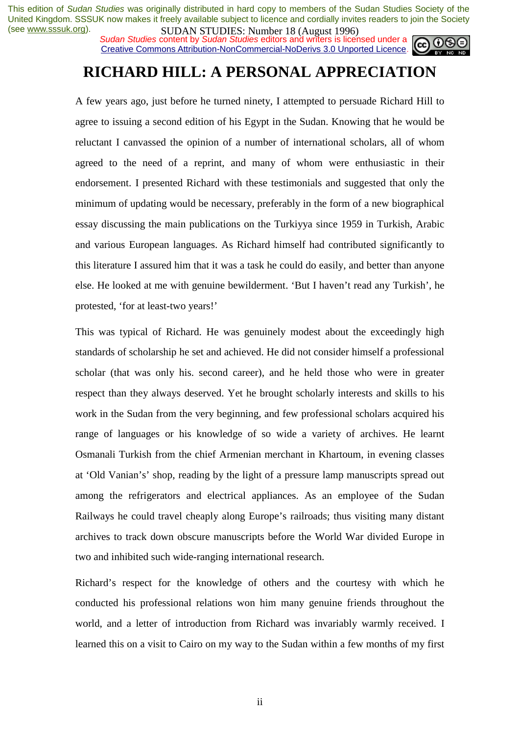# RICHARD HILL: A PERSONAL APPRECIATION

A few years ago, just before he turned ninety, I attempted to persuade Richard Hill to agree to issuing a second edition of his Egypt in the Sudan. Knowing that he would be reluctant I canvassed the opinion of a number of international scholars, all of whom agreed to the need of a reprint, and many of whom were enthusiastic in their endorsement. I presented Richard with these testimonials and suggested that only the minimum of updating would be necessary, preferably in the form of a new biographical essay discussing the main publications on the Turkiyya since 1959 in Turkish, Arabic and various European languages. As Richard himself had contributed significantly to this literature I assured him that it was a task he could do easily, and better than anyone else. He looked at me with genuine bewilderment. 'But I haven't read any Turkish', he protested, 'for at least-two years!'

This was typical of Richard. He was genuinely modest about the exceedingly high standards of scholarship he set and achieved. He did not consider himself a professional scholar (that was only his. second career), and he held those who were in greater respect than they always deserved. Yet he brought scholarly interests and skills to his work in the Sudan from the very beginning, and few professional scholars acquired his range of languages or his knowledge of so wide a variety of archives. He learnt Osmanali Turkish from the chief Armenian merchant in Khartoum, in evening classes at 'Old Vanian's' shop, reading by the light of a pressure lamp manuscripts spread out among the refrigerators and electrical appliances. As an employee of the Sudan Railways he could travel cheaply along Europe's railroads; thus visiting many distant archives to track down obscure manuscripts before the World War divided Europe in two and inhibited such wide-ranging international research.

Richard's respect for the knowledge of others and the courtesy with which he conducted his professional relations won him many genuine friends throughout the world, and a letter of introduction from Richard was invariably warmly received. I learned this on a visit to Cairo on my way to the Sudan within a few months of my first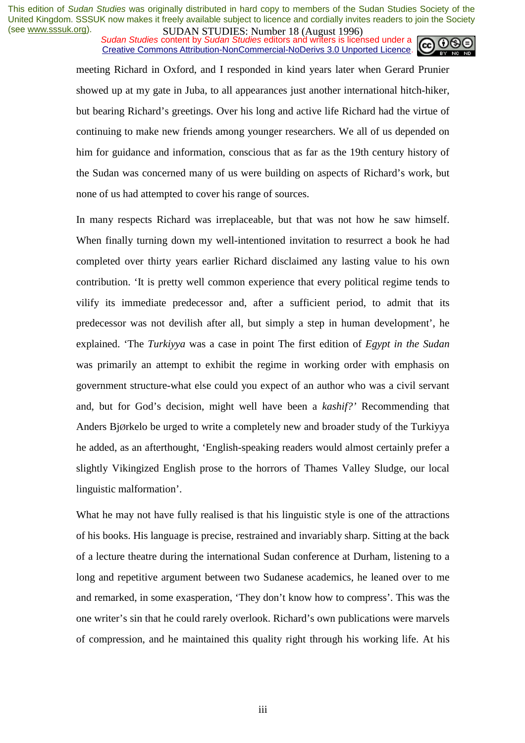meeting Richard in Oxford, and I responded in kind years later when Gerard Prunier showed up at my gate in Juba, to all appearances just another international hitch-hiker, but bearing Richard's greetings. Over his long and active life Richard had the virtue of continuing to make new friends among younger researchers. We all of us depended on him for guidance and information, conscious that as far as the 19th century history of the Sudan was concerned many of us were building on aspects of Richard's work, but none of us had attempted to cover his range of sources.

In many respects Richard was irreplaceable, but that was not how he saw himself. When finally turning down my well-intentioned invitation to resurrect a book he had completed over thirty years earlier Richard disclaimed any lasting value to his own contribution. 'It is pretty well common experience that every political regime tends to vilify its immediate predecessor and, after a sufficient period, to admit that its predecessor was not devilish after all, but simply a step in human development', he explained. 'The *Turkiyya* was a case in point The first edition of *Egypt in the Sudan* was primarily an attempt to exhibit the regime in working order with emphasis on government structure-what else could you expect of an author who was a civil servant and, but for God's decision, might well have been a *kashif?'* Recommending that Anders Bjørkelo be urged to write a completely new and broader study of the Turkiyya he added, as an afterthought, 'English-speaking readers would almost certainly prefer a slightly Vikingized English prose to the horrors of Thames Valley Sludge, our local linguistic malformation'.

What he may not have fully realised is that his linguistic style is one of the attractions of his books. His language is precise, restrained and invariably sharp. Sitting at the back of a lecture theatre during the international Sudan conference at Durham, listening to a long and repetitive argument between two Sudanese academics, he leaned over to me and remarked, in some exasperation, 'They don't know how to compress'. This was the one writer's sin that he could rarely overlook. Richard's own publications were marvels of compression, and he maintained this quality right through his working life. At his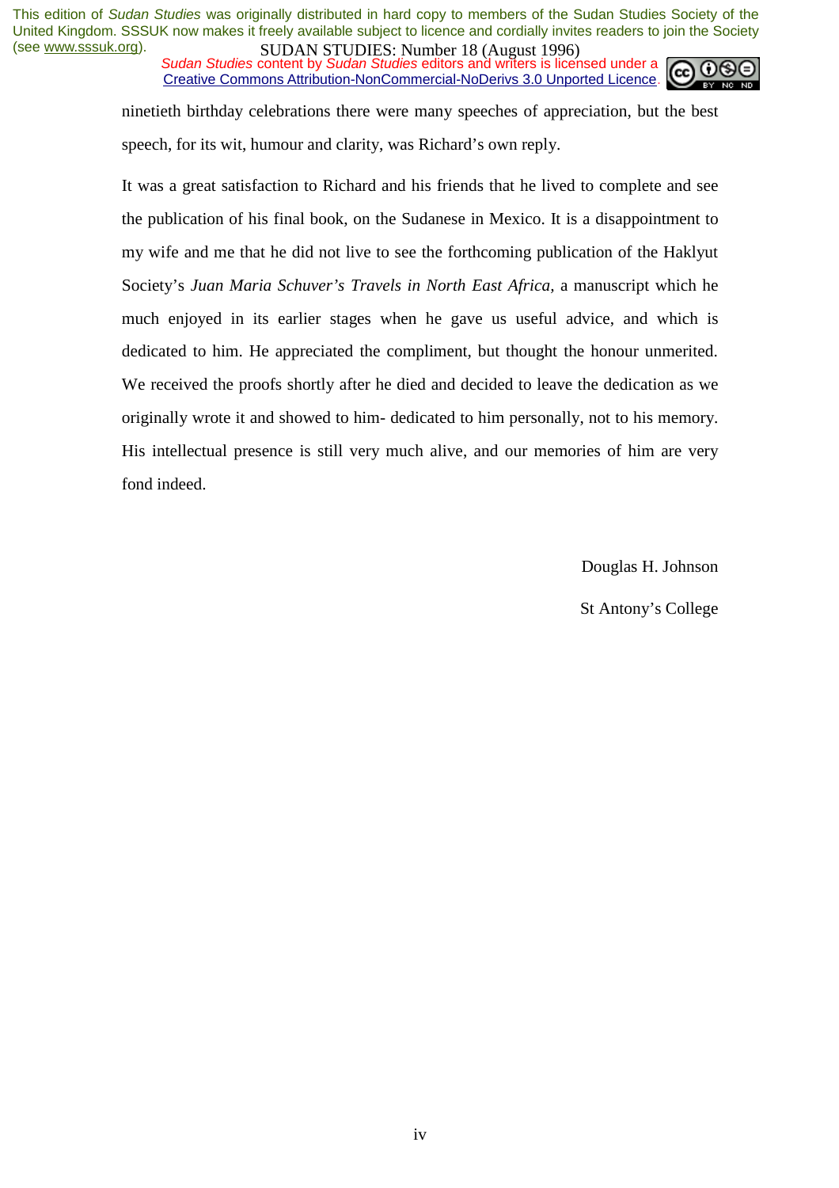ninetieth birthday celebrations there were many speeches of appreciation, but the best speech, for its wit, humour and clarity, was Richard's own reply.

It was a great satisfaction to Richard and his friends that he lived to complete and see the publication of his final book, on the Sudanese in Mexico. It is a disappointment to my wife and me that he did not live to see the forthcoming publication of the Haklyut Society's *Juan Maria Schuver's Travels in North East Africa*, a manuscript which he much enjoyed in its earlier stages when he gave us useful advice, and which is dedicated to him. He appreciated the compliment, but thought the honour unmerited. We received the proofs shortly after he died and decided to leave the dedication as we originally wrote it and showed to him- dedicated to him personally, not to his memory. His intellectual presence is still very much alive, and our memories of him are very fond indeed.

Douglas H. Johnson

St Antony's College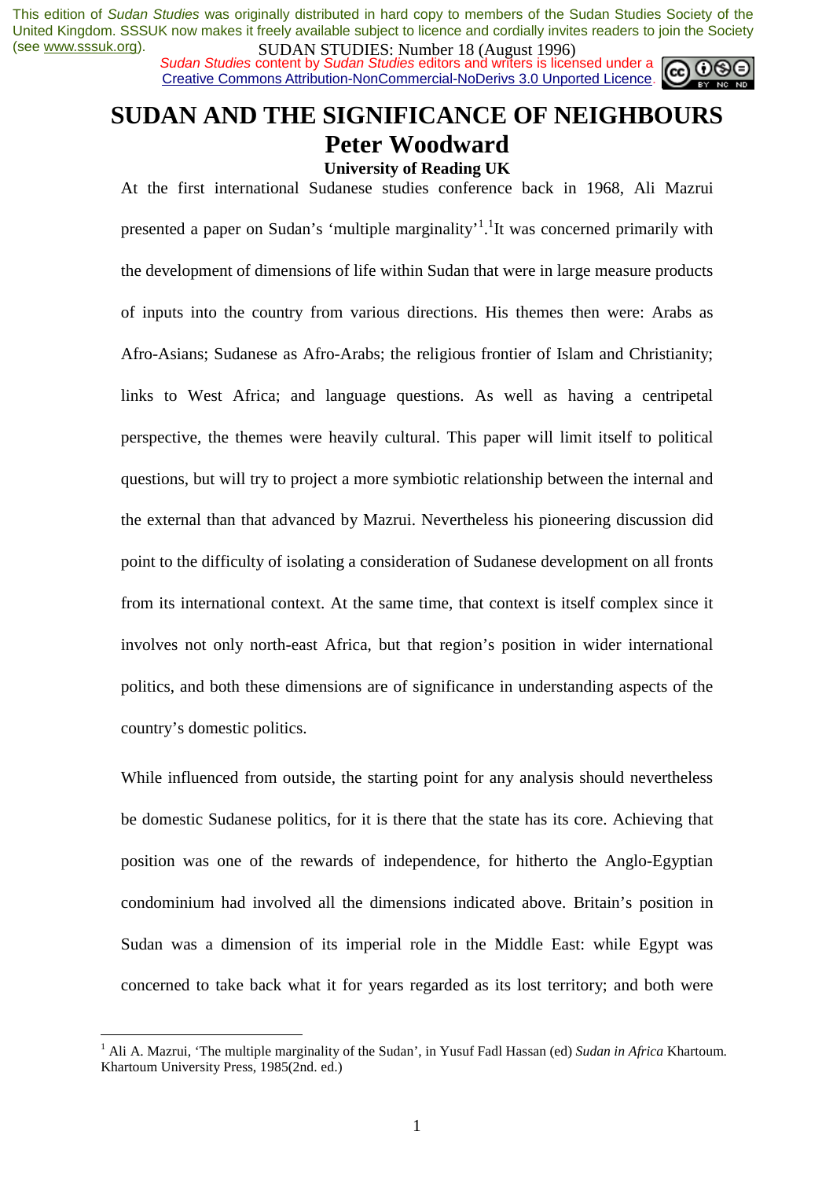This edition of *Sudan Studies* was originally distributed in hard copy to members of the Sudan Studies Society of the United Kingdom. SSSUK now makes it freely available subject to licence and cordially invites readers to join the Society (see www.sssuk.org).

SUDAN STUDIES: Number 18 (August 1996)

*Sudan Studies* content by *Sudan Studies* editors and writers is licensed under a Creative Commons Attribution-NonCommercial-NoDerivs 3.0 Unported Licence.

# SUDAN AND THE SIGNIFICANCE OF NEIGHBOURS

## Peter Woodward

**University of Reading UK**

At the first international Sudanese studies conference back in 1968, Ali Mazrui presented a paper on Sudan's 'multiple marginality'[1].[1]It was concerned primarily with the development of dimensions of life within Sudan that were in large measure products of inputs into the country from various directions. His themes then were: Arabs as Afro-Asians; Sudanese as Afro-Arabs; the religious frontier of Islam and Christianity; links to West Africa; and language questions. As well as having a centripetal perspective, the themes were heavily cultural. This paper will limit itself to political questions, but will try to project a more symbiotic relationship between the internal and the external than that advanced by Mazrui. Nevertheless his pioneering discussion did point to the difficulty of isolating a consideration of Sudanese development on all fronts from its international context. At the same time, that context is itself complex since it involves not only north-east Africa, but that region's position in wider international politics, and both these dimensions are of significance in understanding aspects of the country's domestic politics.

While influenced from outside, the starting point for any analysis should nevertheless be domestic Sudanese politics, for it is there that the state has its core. Achieving that position was one of the rewards of independence, for hitherto the Anglo-Egyptian condominium had involved all the dimensions indicated above. Britain's position in Sudan was a dimension of its imperial role in the Middle East: while Egypt was concerned to take back what it for years regarded as its lost territory; and both were

---

[1] Ali A. Mazrui, 'The multiple marginality of the Sudan', in Yusuf Fadl Hassan (ed) *Sudan in Africa* Khartoum. Khartoum University Press, 1985(2nd. ed.)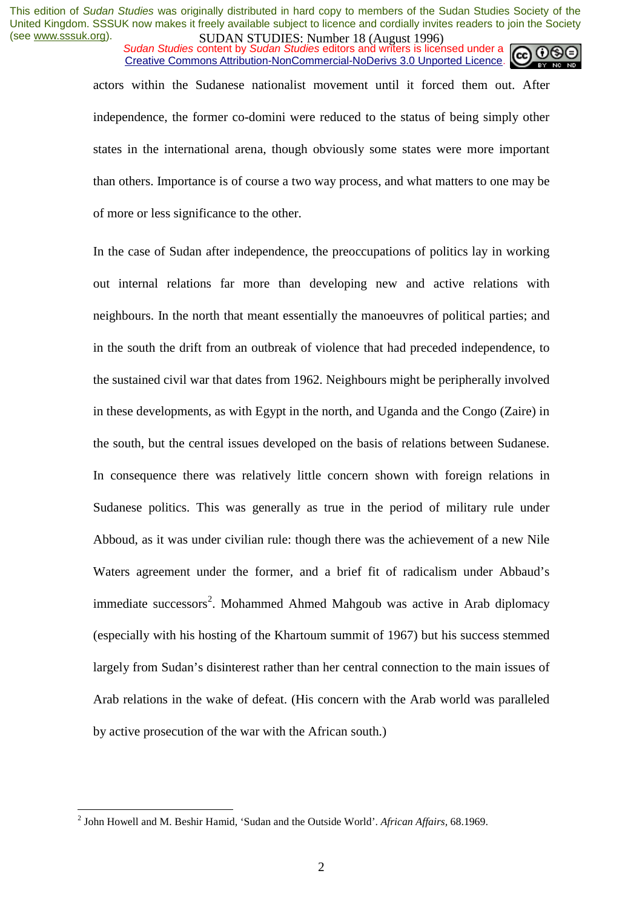actors within the Sudanese nationalist movement until it forced them out. After independence, the former co-domini were reduced to the status of being simply other states in the international arena, though obviously some states were more important than others. Importance is of course a two way process, and what matters to one may be of more or less significance to the other.

In the case of Sudan after independence, the preoccupations of politics lay in working out internal relations far more than developing new and active relations with neighbours. In the north that meant essentially the manoeuvres of political parties; and in the south the drift from an outbreak of violence that had preceded independence, to the sustained civil war that dates from 1962. Neighbours might be peripherally involved in these developments, as with Egypt in the north, and Uganda and the Congo (Zaire) in the south, but the central issues developed on the basis of relations between Sudanese. In consequence there was relatively little concern shown with foreign relations in Sudanese politics. This was generally as true in the period of military rule under Abboud, as it was under civilian rule: though there was the achievement of a new Nile Waters agreement under the former, and a brief fit of radicalism under Abbaud's immediate successors[2]. Mohammed Ahmed Mahgoub was active in Arab diplomacy (especially with his hosting of the Khartoum summit of 1967) but his success stemmed largely from Sudan's disinterest rather than her central connection to the main issues of Arab relations in the wake of defeat. (His concern with the Arab world was paralleled by active prosecution of the war with the African south.)

---

[2] John Howell and M. Beshir Hamid, 'Sudan and the Outside World'. *African Affairs*, 68.1969.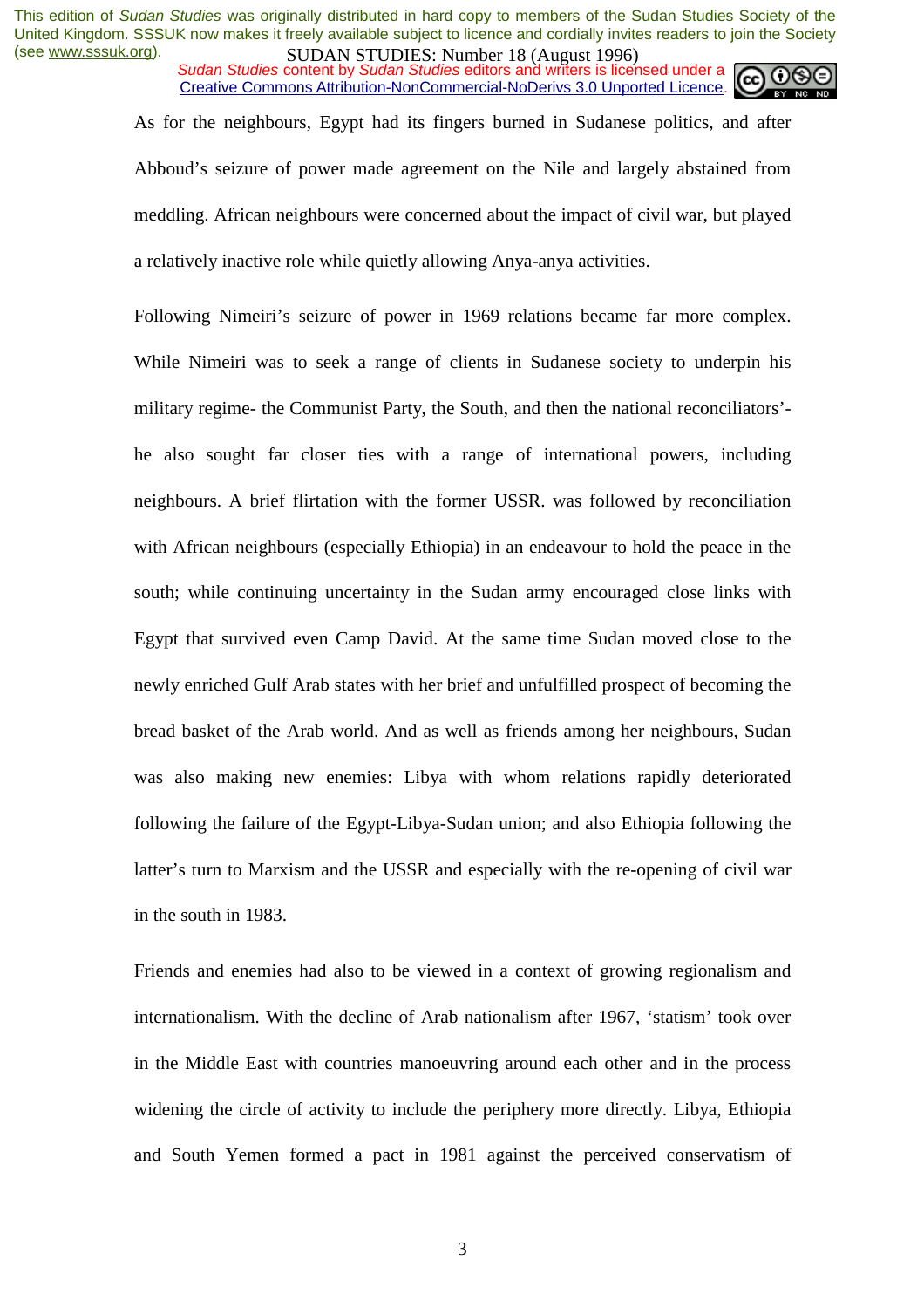As for the neighbours, Egypt had its fingers burned in Sudanese politics, and after Abboud's seizure of power made agreement on the Nile and largely abstained from meddling. African neighbours were concerned about the impact of civil war, but played a relatively inactive role while quietly allowing Anya-anya activities.

Following Nimeiri's seizure of power in 1969 relations became far more complex. While Nimeiri was to seek a range of clients in Sudanese society to underpin his military regime- the Communist Party, the South, and then the national reconciliators'- he also sought far closer ties with a range of international powers, including neighbours. A brief flirtation with the former USSR. was followed by reconciliation with African neighbours (especially Ethiopia) in an endeavour to hold the peace in the south; while continuing uncertainty in the Sudan army encouraged close links with Egypt that survived even Camp David. At the same time Sudan moved close to the newly enriched Gulf Arab states with her brief and unfulfilled prospect of becoming the bread basket of the Arab world. And as well as friends among her neighbours, Sudan was also making new enemies: Libya with whom relations rapidly deteriorated following the failure of the Egypt-Libya-Sudan union; and also Ethiopia following the latter's turn to Marxism and the USSR and especially with the re-opening of civil war in the south in 1983.

Friends and enemies had also to be viewed in a context of growing regionalism and internationalism. With the decline of Arab nationalism after 1967, 'statism' took over in the Middle East with countries manoeuvring around each other and in the process widening the circle of activity to include the periphery more directly. Libya, Ethiopia and South Yemen formed a pact in 1981 against the perceived conservatism of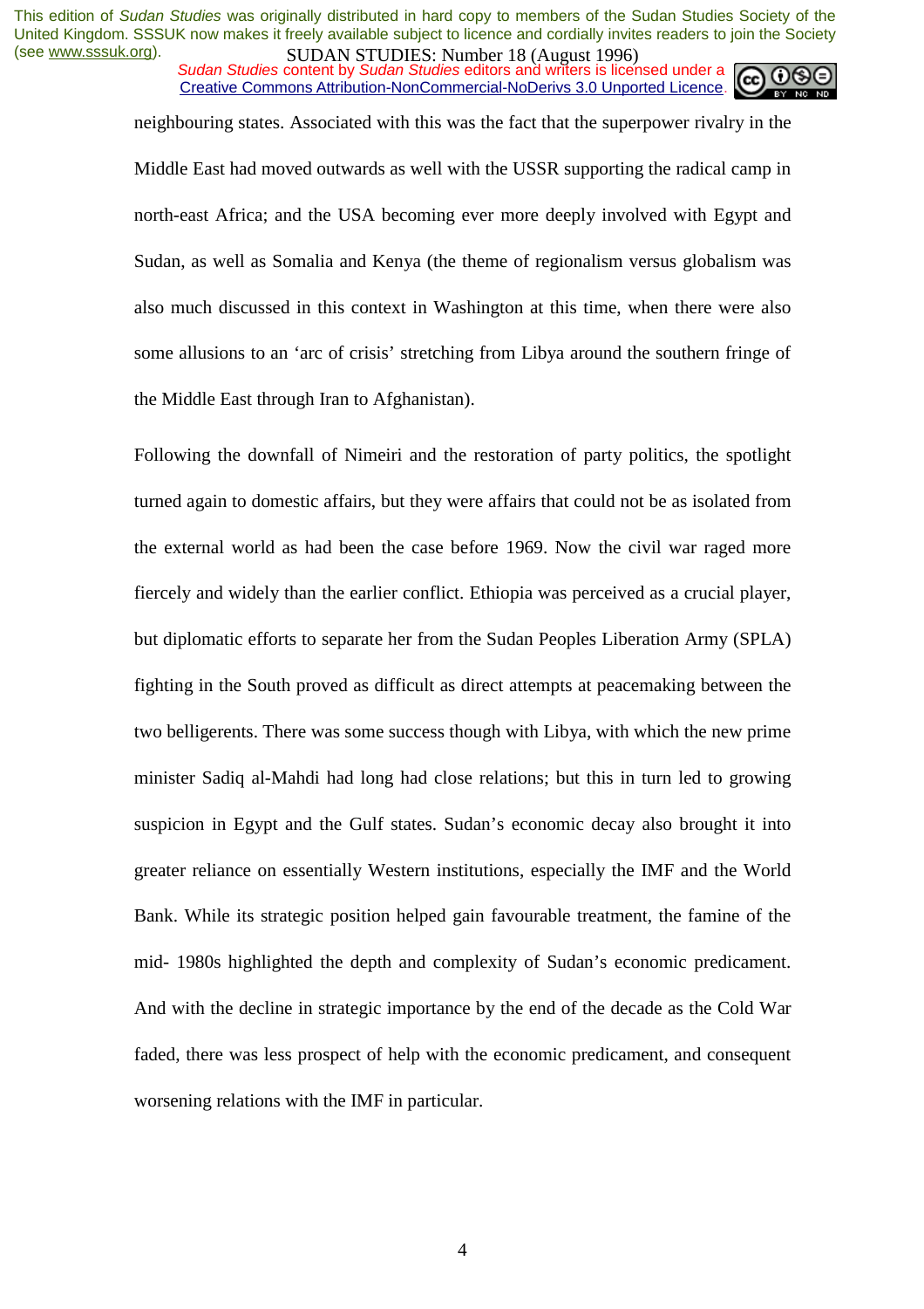neighbouring states. Associated with this was the fact that the superpower rivalry in the Middle East had moved outwards as well with the USSR supporting the radical camp in north-east Africa; and the USA becoming ever more deeply involved with Egypt and Sudan, as well as Somalia and Kenya (the theme of regionalism versus globalism was also much discussed in this context in Washington at this time, when there were also some allusions to an 'arc of crisis' stretching from Libya around the southern fringe of the Middle East through Iran to Afghanistan).

Following the downfall of Nimeiri and the restoration of party politics, the spotlight turned again to domestic affairs, but they were affairs that could not be as isolated from the external world as had been the case before 1969. Now the civil war raged more fiercely and widely than the earlier conflict. Ethiopia was perceived as a crucial player, but diplomatic efforts to separate her from the Sudan Peoples Liberation Army (SPLA) fighting in the South proved as difficult as direct attempts at peacemaking between the two belligerents. There was some success though with Libya, with which the new prime minister Sadiq al-Mahdi had long had close relations; but this in turn led to growing suspicion in Egypt and the Gulf states. Sudan's economic decay also brought it into greater reliance on essentially Western institutions, especially the IMF and the World Bank. While its strategic position helped gain favourable treatment, the famine of the mid- 1980s highlighted the depth and complexity of Sudan's economic predicament. And with the decline in strategic importance by the end of the decade as the Cold War faded, there was less prospect of help with the economic predicament, and consequent worsening relations with the IMF in particular.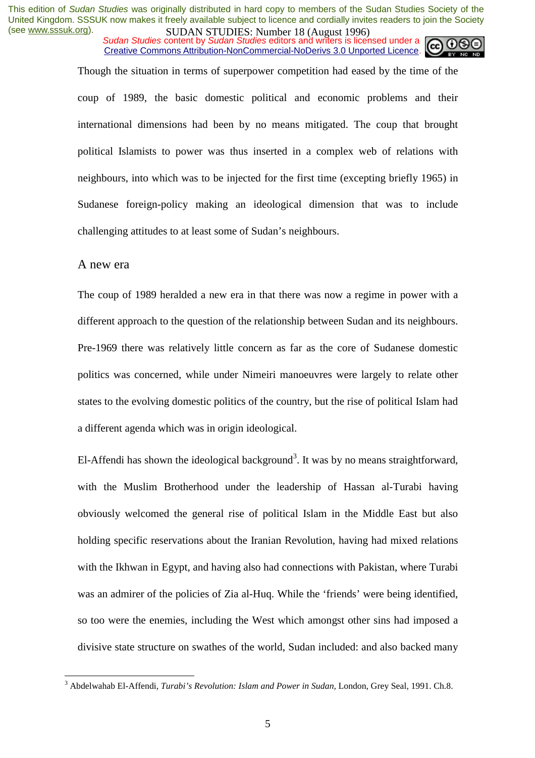Though the situation in terms of superpower competition had eased by the time of the coup of 1989, the basic domestic political and economic problems and their international dimensions had been by no means mitigated. The coup that brought political Islamists to power was thus inserted in a complex web of relations with neighbours, into which was to be injected for the first time (excepting briefly 1965) in Sudanese foreign-policy making an ideological dimension that was to include challenging attitudes to at least some of Sudan's neighbours.

## A new era

The coup of 1989 heralded a new era in that there was now a regime in power with a different approach to the question of the relationship between Sudan and its neighbours. Pre-1969 there was relatively little concern as far as the core of Sudanese domestic politics was concerned, while under Nimeiri manoeuvres were largely to relate other states to the evolving domestic politics of the country, but the rise of political Islam had a different agenda which was in origin ideological.

El-Affendi has shown the ideological background[3]. It was by no means straightforward, with the Muslim Brotherhood under the leadership of Hassan al-Turabi having obviously welcomed the general rise of political Islam in the Middle East but also holding specific reservations about the Iranian Revolution, having had mixed relations with the Ikhwan in Egypt, and having also had connections with Pakistan, where Turabi was an admirer of the policies of Zia al-Huq. While the 'friends' were being identified, so too were the enemies, including the West which amongst other sins had imposed a divisive state structure on swathes of the world, Sudan included: and also backed many

---

[3] Abdelwahab El-Affendi, *Turabi's Revolution: Islam and Power in Sudan,* London, Grey Seal, 1991. Ch.8.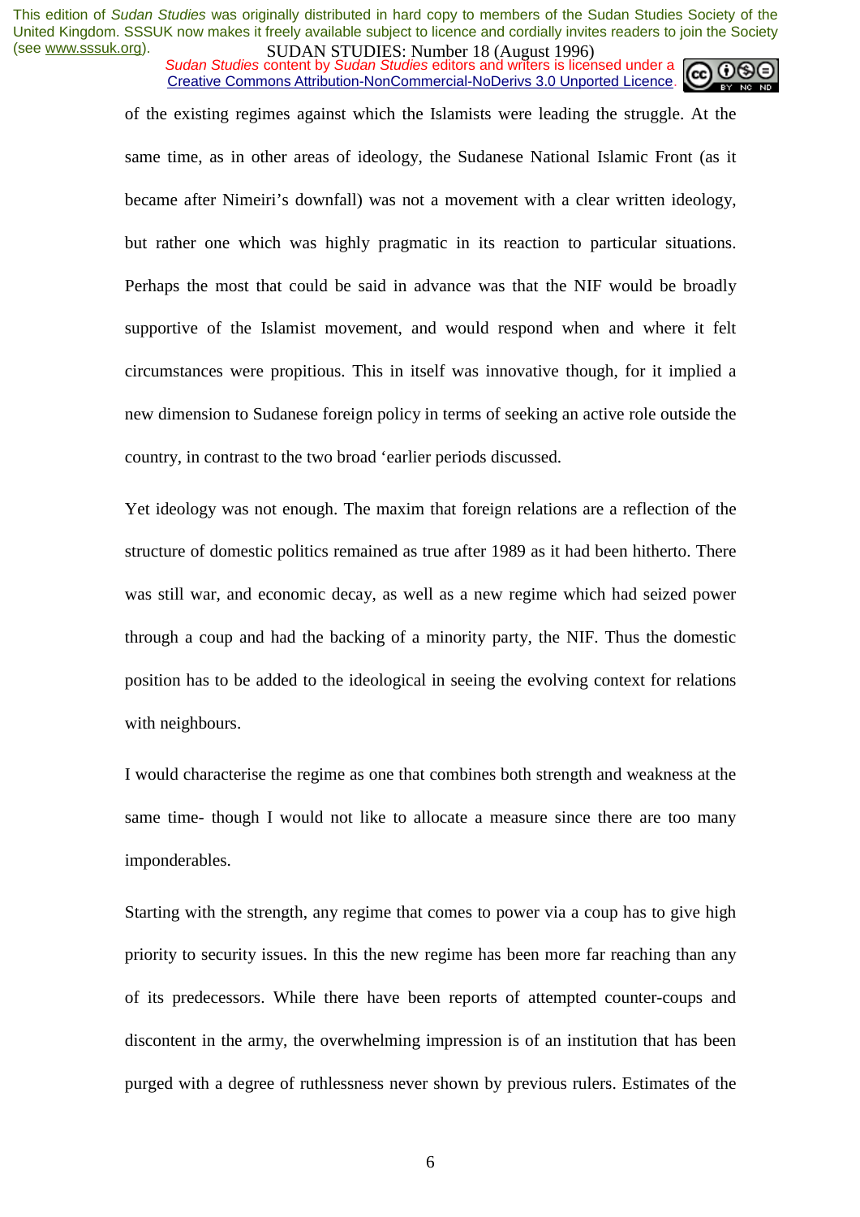of the existing regimes against which the Islamists were leading the struggle. At the same time, as in other areas of ideology, the Sudanese National Islamic Front (as it became after Nimeiri's downfall) was not a movement with a clear written ideology, but rather one which was highly pragmatic in its reaction to particular situations. Perhaps the most that could be said in advance was that the NIF would be broadly supportive of the Islamist movement, and would respond when and where it felt circumstances were propitious. This in itself was innovative though, for it implied a new dimension to Sudanese foreign policy in terms of seeking an active role outside the country, in contrast to the two broad 'earlier periods discussed.

Yet ideology was not enough. The maxim that foreign relations are a reflection of the structure of domestic politics remained as true after 1989 as it had been hitherto. There was still war, and economic decay, as well as a new regime which had seized power through a coup and had the backing of a minority party, the NIF. Thus the domestic position has to be added to the ideological in seeing the evolving context for relations with neighbours.

I would characterise the regime as one that combines both strength and weakness at the same time- though I would not like to allocate a measure since there are too many imponderables.

Starting with the strength, any regime that comes to power via a coup has to give high priority to security issues. In this the new regime has been more far reaching than any of its predecessors. While there have been reports of attempted counter-coups and discontent in the army, the overwhelming impression is of an institution that has been purged with a degree of ruthlessness never shown by previous rulers. Estimates of the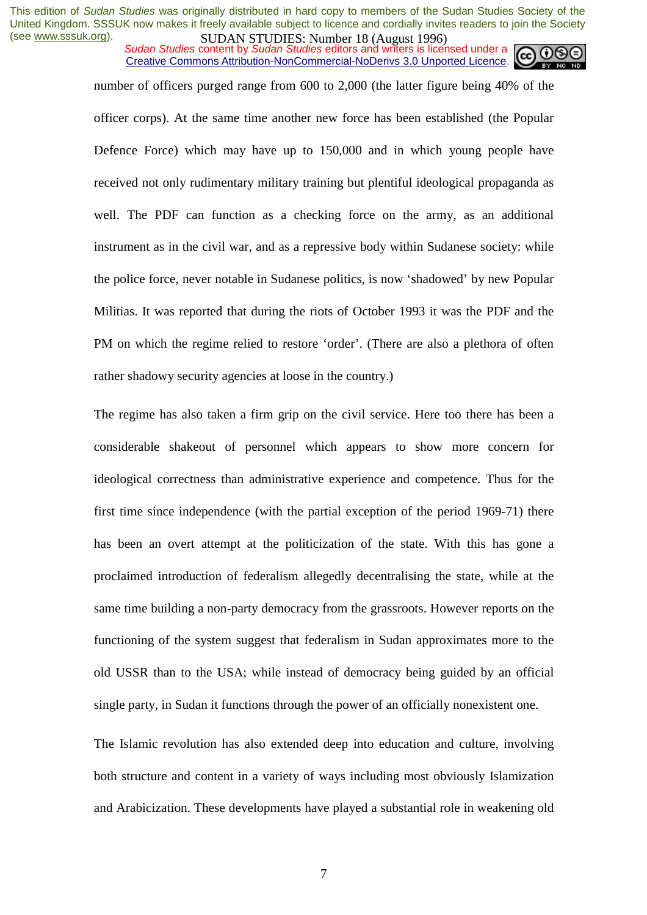number of officers purged range from 600 to 2,000 (the latter figure being 40% of the officer corps). At the same time another new force has been established (the Popular Defence Force) which may have up to 150,000 and in which young people have received not only rudimentary military training but plentiful ideological propaganda as well. The PDF can function as a checking force on the army, as an additional instrument as in the civil war, and as a repressive body within Sudanese society: while the police force, never notable in Sudanese politics, is now 'shadowed' by new Popular Militias. It was reported that during the riots of October 1993 it was the PDF and the PM on which the regime relied to restore 'order'. (There are also a plethora of often rather shadowy security agencies at loose in the country.)

The regime has also taken a firm grip on the civil service. Here too there has been a considerable shakeout of personnel which appears to show more concern for ideological correctness than administrative experience and competence. Thus for the first time since independence (with the partial exception of the period 1969-71) there has been an overt attempt at the politicization of the state. With this has gone a proclaimed introduction of federalism allegedly decentralising the state, while at the same time building a non-party democracy from the grassroots. However reports on the functioning of the system suggest that federalism in Sudan approximates more to the old USSR than to the USA; while instead of democracy being guided by an official single party, in Sudan it functions through the power of an officially nonexistent one.

The Islamic revolution has also extended deep into education and culture, involving both structure and content in a variety of ways including most obviously Islamization and Arabicization. These developments have played a substantial role in weakening old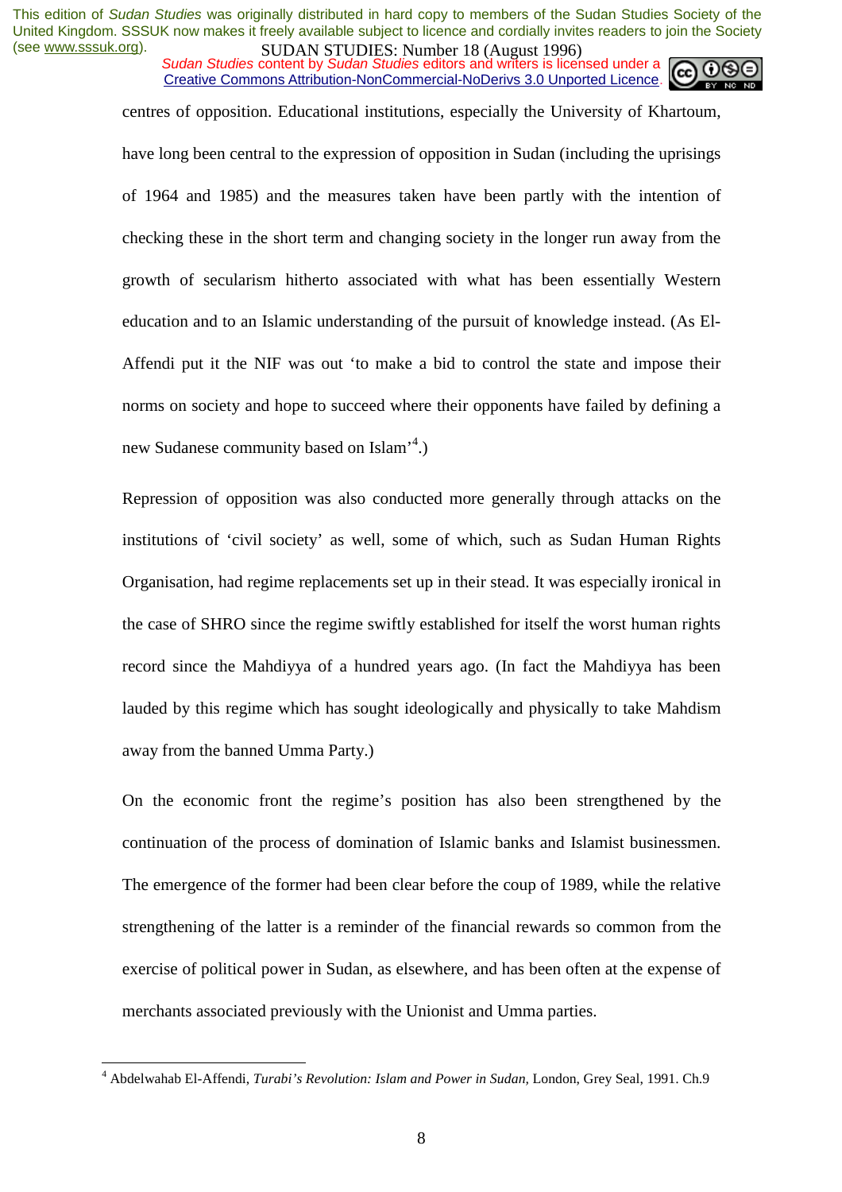centres of opposition. Educational institutions, especially the University of Khartoum, have long been central to the expression of opposition in Sudan (including the uprisings of 1964 and 1985) and the measures taken have been partly with the intention of checking these in the short term and changing society in the longer run away from the growth of secularism hitherto associated with what has been essentially Western education and to an Islamic understanding of the pursuit of knowledge instead. (As El-Affendi put it the NIF was out 'to make a bid to control the state and impose their norms on society and hope to succeed where their opponents have failed by defining a new Sudanese community based on Islam'[4].)

Repression of opposition was also conducted more generally through attacks on the institutions of 'civil society' as well, some of which, such as Sudan Human Rights Organisation, had regime replacements set up in their stead. It was especially ironical in the case of SHRO since the regime swiftly established for itself the worst human rights record since the Mahdiyya of a hundred years ago. (In fact the Mahdiyya has been lauded by this regime which has sought ideologically and physically to take Mahdism away from the banned Umma Party.)

On the economic front the regime's position has also been strengthened by the continuation of the process of domination of Islamic banks and Islamist businessmen. The emergence of the former had been clear before the coup of 1989, while the relative strengthening of the latter is a reminder of the financial rewards so common from the exercise of political power in Sudan, as elsewhere, and has been often at the expense of merchants associated previously with the Unionist and Umma parties.

---

[4] Abdelwahab El-Affendi, *Turabi's Revolution: Islam and Power in Sudan,* London, Grey Seal, 1991. Ch.9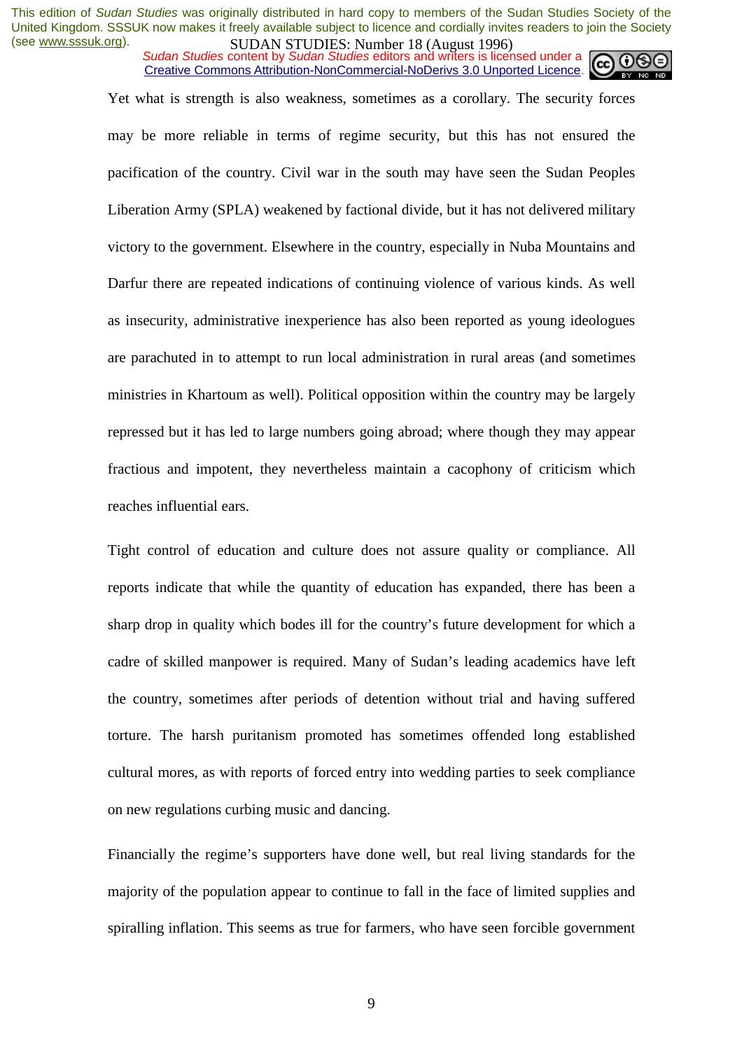Yet what is strength is also weakness, sometimes as a corollary. The security forces may be more reliable in terms of regime security, but this has not ensured the pacification of the country. Civil war in the south may have seen the Sudan Peoples Liberation Army (SPLA) weakened by factional divide, but it has not delivered military victory to the government. Elsewhere in the country, especially in Nuba Mountains and Darfur there are repeated indications of continuing violence of various kinds. As well as insecurity, administrative inexperience has also been reported as young ideologues are parachuted in to attempt to run local administration in rural areas (and sometimes ministries in Khartoum as well). Political opposition within the country may be largely repressed but it has led to large numbers going abroad; where though they may appear fractious and impotent, they nevertheless maintain a cacophony of criticism which reaches influential ears.

Tight control of education and culture does not assure quality or compliance. All reports indicate that while the quantity of education has expanded, there has been a sharp drop in quality which bodes ill for the country's future development for which a cadre of skilled manpower is required. Many of Sudan's leading academics have left the country, sometimes after periods of detention without trial and having suffered torture. The harsh puritanism promoted has sometimes offended long established cultural mores, as with reports of forced entry into wedding parties to seek compliance on new regulations curbing music and dancing.

Financially the regime's supporters have done well, but real living standards for the majority of the population appear to continue to fall in the face of limited supplies and spiralling inflation. This seems as true for farmers, who have seen forcible government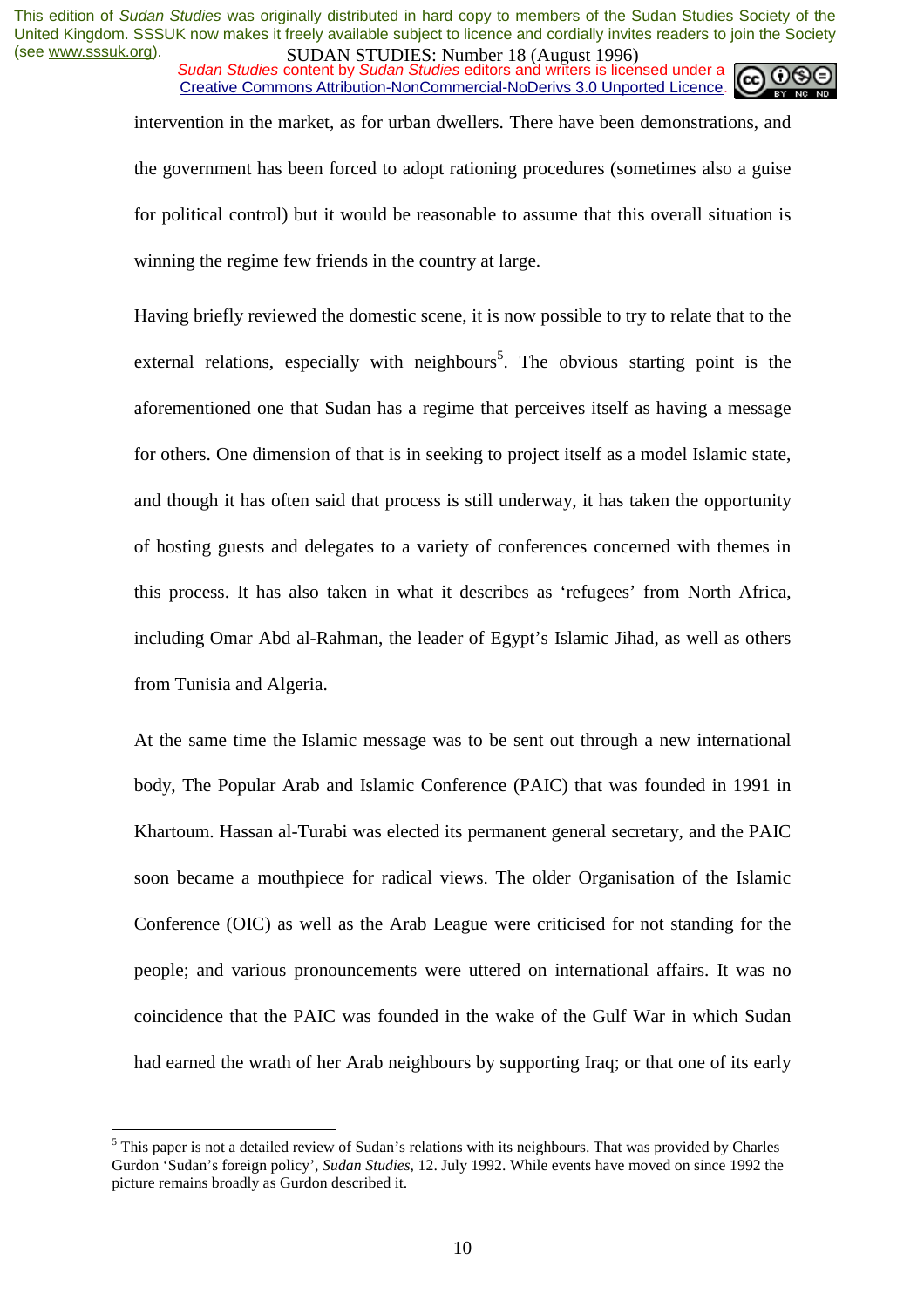intervention in the market, as for urban dwellers. There have been demonstrations, and the government has been forced to adopt rationing procedures (sometimes also a guise for political control) but it would be reasonable to assume that this overall situation is winning the regime few friends in the country at large.

Having briefly reviewed the domestic scene, it is now possible to try to relate that to the external relations, especially with neighbours[5]. The obvious starting point is the aforementioned one that Sudan has a regime that perceives itself as having a message for others. One dimension of that is in seeking to project itself as a model Islamic state, and though it has often said that process is still underway, it has taken the opportunity of hosting guests and delegates to a variety of conferences concerned with themes in this process. It has also taken in what it describes as 'refugees' from North Africa, including Omar Abd al-Rahman, the leader of Egypt's Islamic Jihad, as well as others from Tunisia and Algeria.

At the same time the Islamic message was to be sent out through a new international body, The Popular Arab and Islamic Conference (PAIC) that was founded in 1991 in Khartoum. Hassan al-Turabi was elected its permanent general secretary, and the PAIC soon became a mouthpiece for radical views. The older Organisation of the Islamic Conference (OIC) as well as the Arab League were criticised for not standing for the people; and various pronouncements were uttered on international affairs. It was no coincidence that the PAIC was founded in the wake of the Gulf War in which Sudan had earned the wrath of her Arab neighbours by supporting Iraq; or that one of its early

[5] This paper is not a detailed review of Sudan's relations with its neighbours. That was provided by Charles Gurdon 'Sudan's foreign policy', *Sudan Studies*, 12. July 1992. While events have moved on since 1992 the picture remains broadly as Gurdon described it.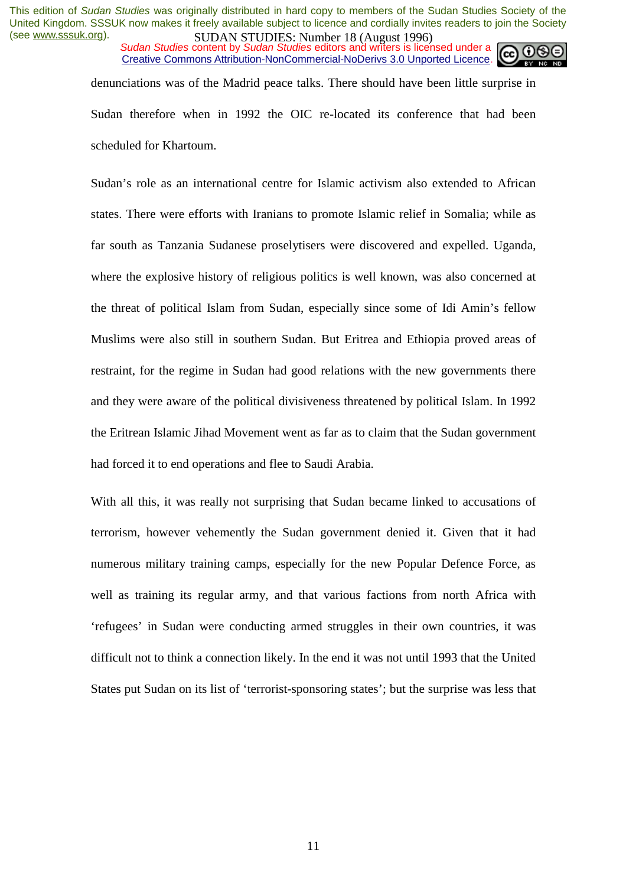denunciations was of the Madrid peace talks. There should have been little surprise in Sudan therefore when in 1992 the OIC re-located its conference that had been scheduled for Khartoum.

Sudan's role as an international centre for Islamic activism also extended to African states. There were efforts with Iranians to promote Islamic relief in Somalia; while as far south as Tanzania Sudanese proselytisers were discovered and expelled. Uganda, where the explosive history of religious politics is well known, was also concerned at the threat of political Islam from Sudan, especially since some of Idi Amin's fellow Muslims were also still in southern Sudan. But Eritrea and Ethiopia proved areas of restraint, for the regime in Sudan had good relations with the new governments there and they were aware of the political divisiveness threatened by political Islam. In 1992 the Eritrean Islamic Jihad Movement went as far as to claim that the Sudan government had forced it to end operations and flee to Saudi Arabia.

With all this, it was really not surprising that Sudan became linked to accusations of terrorism, however vehemently the Sudan government denied it. Given that it had numerous military training camps, especially for the new Popular Defence Force, as well as training its regular army, and that various factions from north Africa with 'refugees' in Sudan were conducting armed struggles in their own countries, it was difficult not to think a connection likely. In the end it was not until 1993 that the United States put Sudan on its list of 'terrorist-sponsoring states'; but the surprise was less that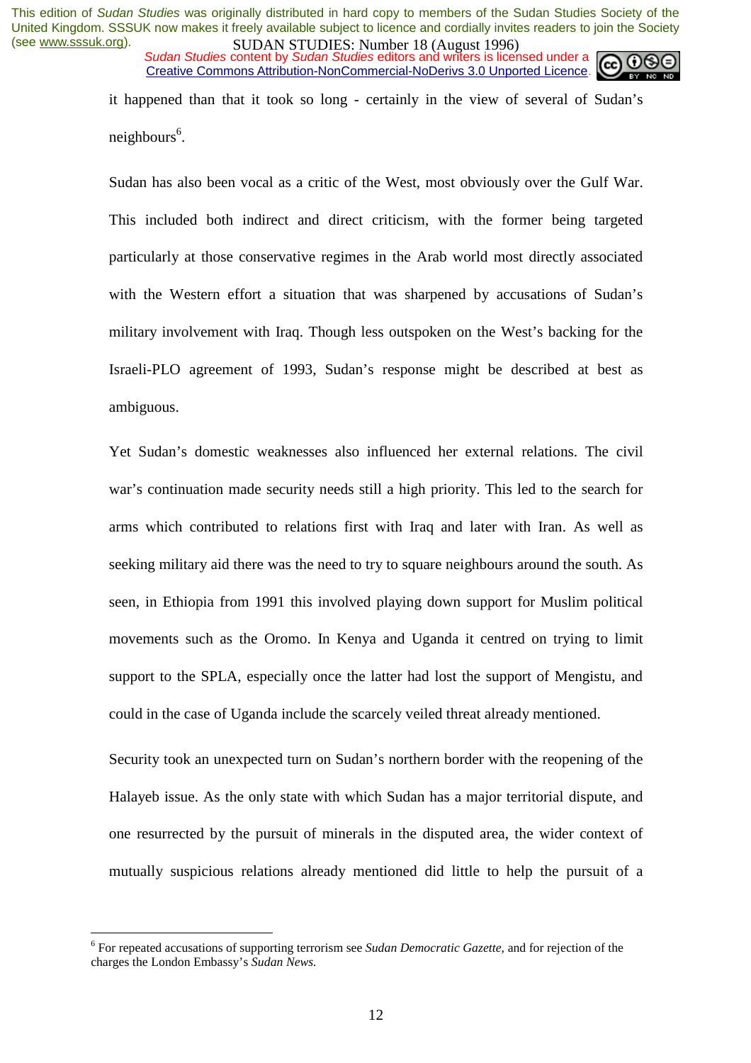it happened than that it took so long - certainly in the view of several of Sudan's neighbours[6].

Sudan has also been vocal as a critic of the West, most obviously over the Gulf War. This included both indirect and direct criticism, with the former being targeted particularly at those conservative regimes in the Arab world most directly associated with the Western effort a situation that was sharpened by accusations of Sudan's military involvement with Iraq. Though less outspoken on the West's backing for the Israeli-PLO agreement of 1993, Sudan's response might be described at best as ambiguous.

Yet Sudan's domestic weaknesses also influenced her external relations. The civil war's continuation made security needs still a high priority. This led to the search for arms which contributed to relations first with Iraq and later with Iran. As well as seeking military aid there was the need to try to square neighbours around the south. As seen, in Ethiopia from 1991 this involved playing down support for Muslim political movements such as the Oromo. In Kenya and Uganda it centred on trying to limit support to the SPLA, especially once the latter had lost the support of Mengistu, and could in the case of Uganda include the scarcely veiled threat already mentioned.

Security took an unexpected turn on Sudan's northern border with the reopening of the Halayeb issue. As the only state with which Sudan has a major territorial dispute, and one resurrected by the pursuit of minerals in the disputed area, the wider context of mutually suspicious relations already mentioned did little to help the pursuit of a

---

[6] For repeated accusations of supporting terrorism see *Sudan Democratic Gazette,* and for rejection of the charges the London Embassy's *Sudan News.*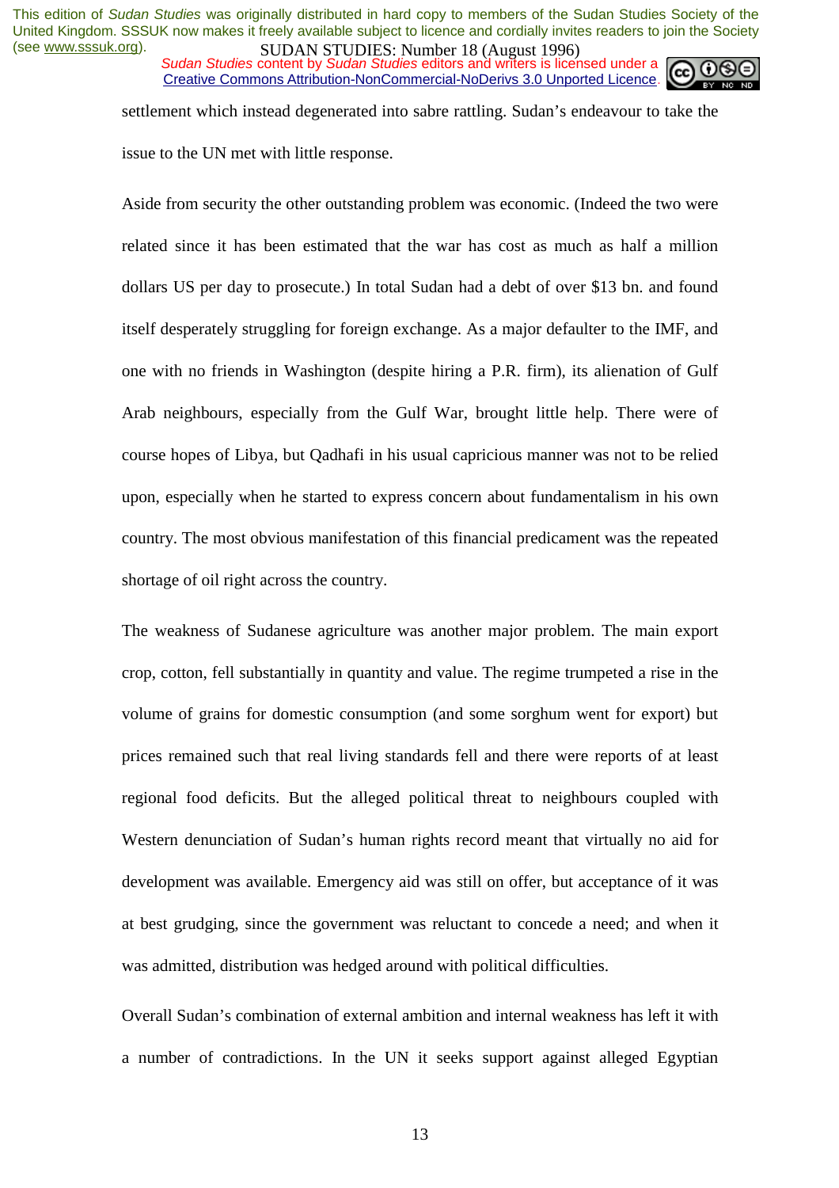settlement which instead degenerated into sabre rattling. Sudan's endeavour to take the issue to the UN met with little response.

Aside from security the other outstanding problem was economic. (Indeed the two were related since it has been estimated that the war has cost as much as half a million dollars US per day to prosecute.) In total Sudan had a debt of over $13 bn. and found itself desperately struggling for foreign exchange. As a major defaulter to the IMF, and one with no friends in Washington (despite hiring a P.R. firm), its alienation of Gulf Arab neighbours, especially from the Gulf War, brought little help. There were of course hopes of Libya, but Qadhafi in his usual capricious manner was not to be relied upon, especially when he started to express concern about fundamentalism in his own country. The most obvious manifestation of this financial predicament was the repeated shortage of oil right across the country.

The weakness of Sudanese agriculture was another major problem. The main export crop, cotton, fell substantially in quantity and value. The regime trumpeted a rise in the volume of grains for domestic consumption (and some sorghum went for export) but prices remained such that real living standards fell and there were reports of at least regional food deficits. But the alleged political threat to neighbours coupled with Western denunciation of Sudan's human rights record meant that virtually no aid for development was available. Emergency aid was still on offer, but acceptance of it was at best grudging, since the government was reluctant to concede a need; and when it was admitted, distribution was hedged around with political difficulties.

Overall Sudan's combination of external ambition and internal weakness has left it with a number of contradictions. In the UN it seeks support against alleged Egyptian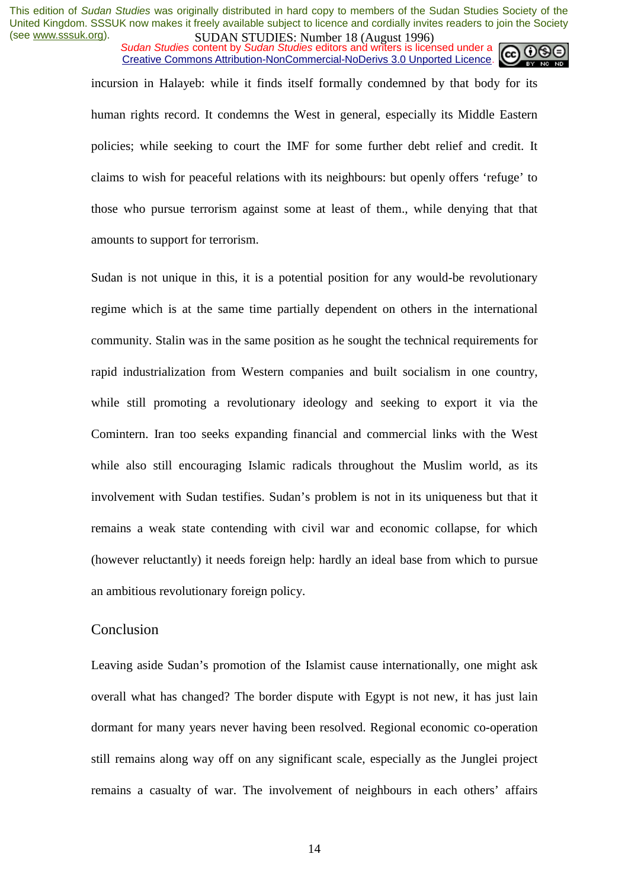incursion in Halayeb: while it finds itself formally condemned by that body for its human rights record. It condemns the West in general, especially its Middle Eastern policies; while seeking to court the IMF for some further debt relief and credit. It claims to wish for peaceful relations with its neighbours: but openly offers 'refuge' to those who pursue terrorism against some at least of them., while denying that that amounts to support for terrorism.

Sudan is not unique in this, it is a potential position for any would-be revolutionary regime which is at the same time partially dependent on others in the international community. Stalin was in the same position as he sought the technical requirements for rapid industrialization from Western companies and built socialism in one country, while still promoting a revolutionary ideology and seeking to export it via the Comintern. Iran too seeks expanding financial and commercial links with the West while also still encouraging Islamic radicals throughout the Muslim world, as its involvement with Sudan testifies. Sudan's problem is not in its uniqueness but that it remains a weak state contending with civil war and economic collapse, for which (however reluctantly) it needs foreign help: hardly an ideal base from which to pursue an ambitious revolutionary foreign policy.

## Conclusion

Leaving aside Sudan's promotion of the Islamist cause internationally, one might ask overall what has changed? The border dispute with Egypt is not new, it has just lain dormant for many years never having been resolved. Regional economic co-operation still remains along way off on any significant scale, especially as the Junglei project remains a casualty of war. The involvement of neighbours in each others' affairs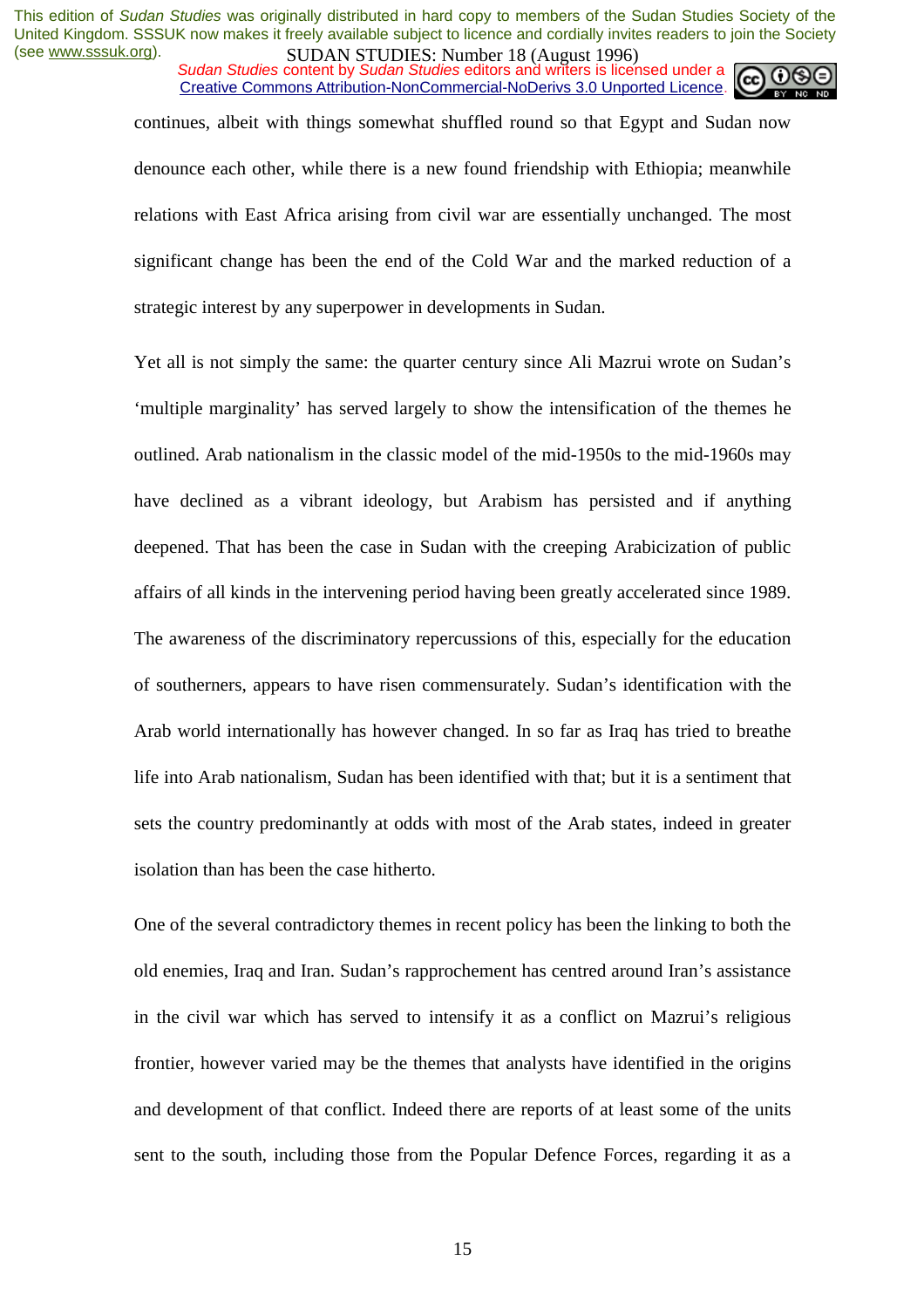continues, albeit with things somewhat shuffled round so that Egypt and Sudan now denounce each other, while there is a new found friendship with Ethiopia; meanwhile relations with East Africa arising from civil war are essentially unchanged. The most significant change has been the end of the Cold War and the marked reduction of a strategic interest by any superpower in developments in Sudan.

Yet all is not simply the same: the quarter century since Ali Mazrui wrote on Sudan's 'multiple marginality' has served largely to show the intensification of the themes he outlined. Arab nationalism in the classic model of the mid-1950s to the mid-1960s may have declined as a vibrant ideology, but Arabism has persisted and if anything deepened. That has been the case in Sudan with the creeping Arabicization of public affairs of all kinds in the intervening period having been greatly accelerated since 1989. The awareness of the discriminatory repercussions of this, especially for the education of southerners, appears to have risen commensurately. Sudan's identification with the Arab world internationally has however changed. In so far as Iraq has tried to breathe life into Arab nationalism, Sudan has been identified with that; but it is a sentiment that sets the country predominantly at odds with most of the Arab states, indeed in greater isolation than has been the case hitherto.

One of the several contradictory themes in recent policy has been the linking to both the old enemies, Iraq and Iran. Sudan's rapprochement has centred around Iran's assistance in the civil war which has served to intensify it as a conflict on Mazrui's religious frontier, however varied may be the themes that analysts have identified in the origins and development of that conflict. Indeed there are reports of at least some of the units sent to the south, including those from the Popular Defence Forces, regarding it as a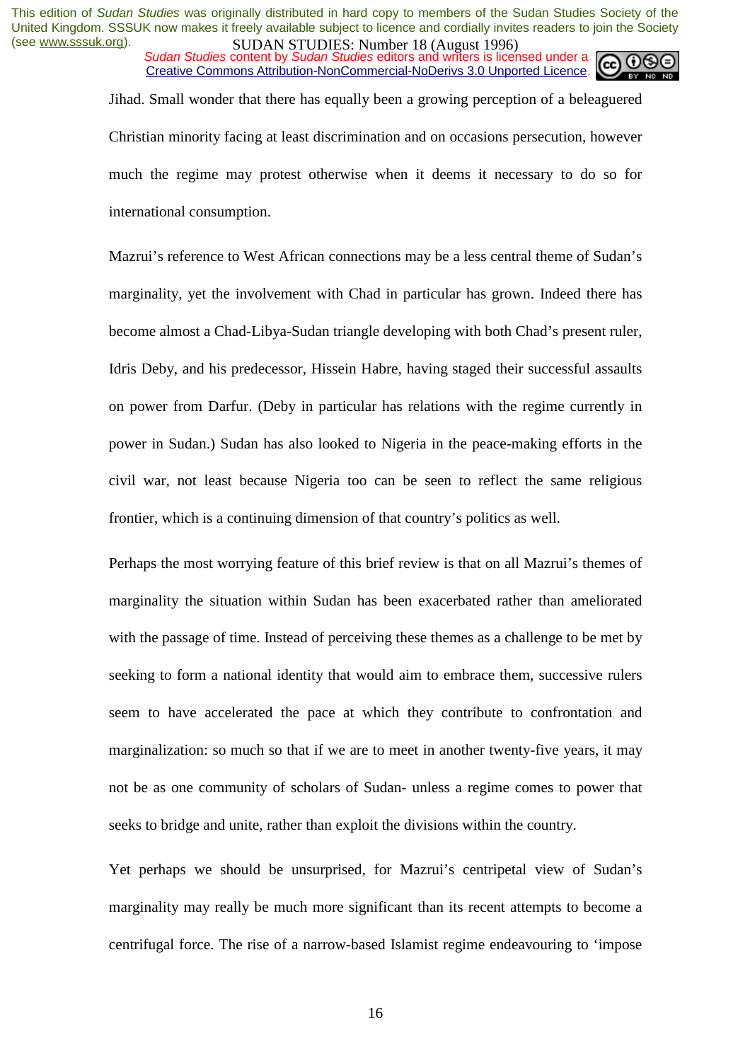Jihad. Small wonder that there has equally been a growing perception of a beleaguered Christian minority facing at least discrimination and on occasions persecution, however much the regime may protest otherwise when it deems it necessary to do so for international consumption.

Mazrui's reference to West African connections may be a less central theme of Sudan's marginality, yet the involvement with Chad in particular has grown. Indeed there has become almost a Chad-Libya-Sudan triangle developing with both Chad's present ruler, Idris Deby, and his predecessor, Hissein Habre, having staged their successful assaults on power from Darfur. (Deby in particular has relations with the regime currently in power in Sudan.) Sudan has also looked to Nigeria in the peace-making efforts in the civil war, not least because Nigeria too can be seen to reflect the same religious frontier, which is a continuing dimension of that country's politics as well.

Perhaps the most worrying feature of this brief review is that on all Mazrui's themes of marginality the situation within Sudan has been exacerbated rather than ameliorated with the passage of time. Instead of perceiving these themes as a challenge to be met by seeking to form a national identity that would aim to embrace them, successive rulers seem to have accelerated the pace at which they contribute to confrontation and marginalization: so much so that if we are to meet in another twenty-five years, it may not be as one community of scholars of Sudan- unless a regime comes to power that seeks to bridge and unite, rather than exploit the divisions within the country.

Yet perhaps we should be unsurprised, for Mazrui's centripetal view of Sudan's marginality may really be much more significant than its recent attempts to become a centrifugal force. The rise of a narrow-based Islamist regime endeavouring to 'impose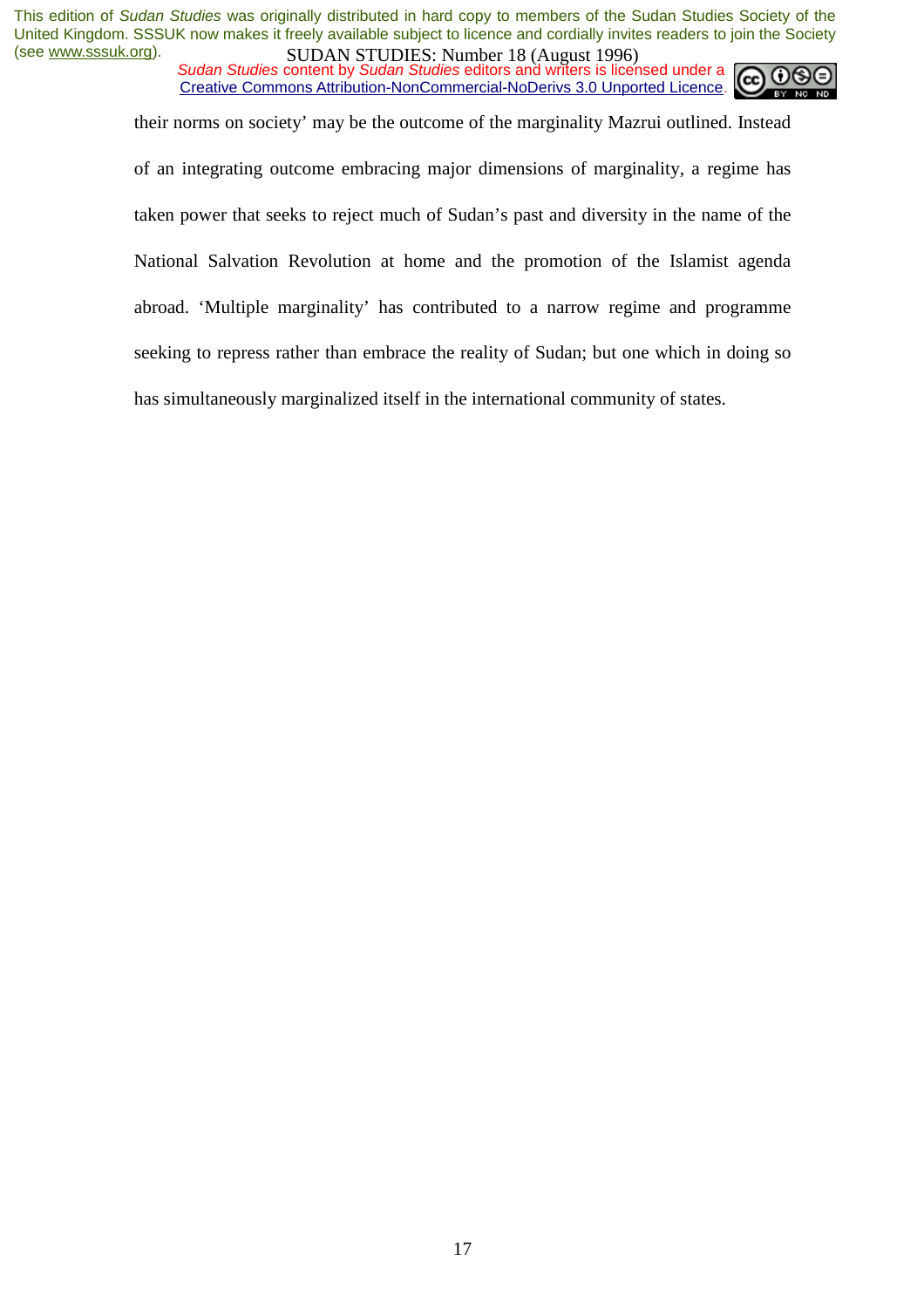their norms on society' may be the outcome of the marginality Mazrui outlined. Instead of an integrating outcome embracing major dimensions of marginality, a regime has taken power that seeks to reject much of Sudan's past and diversity in the name of the National Salvation Revolution at home and the promotion of the Islamist agenda abroad. 'Multiple marginality' has contributed to a narrow regime and programme seeking to repress rather than embrace the reality of Sudan; but one which in doing so has simultaneously marginalized itself in the international community of states.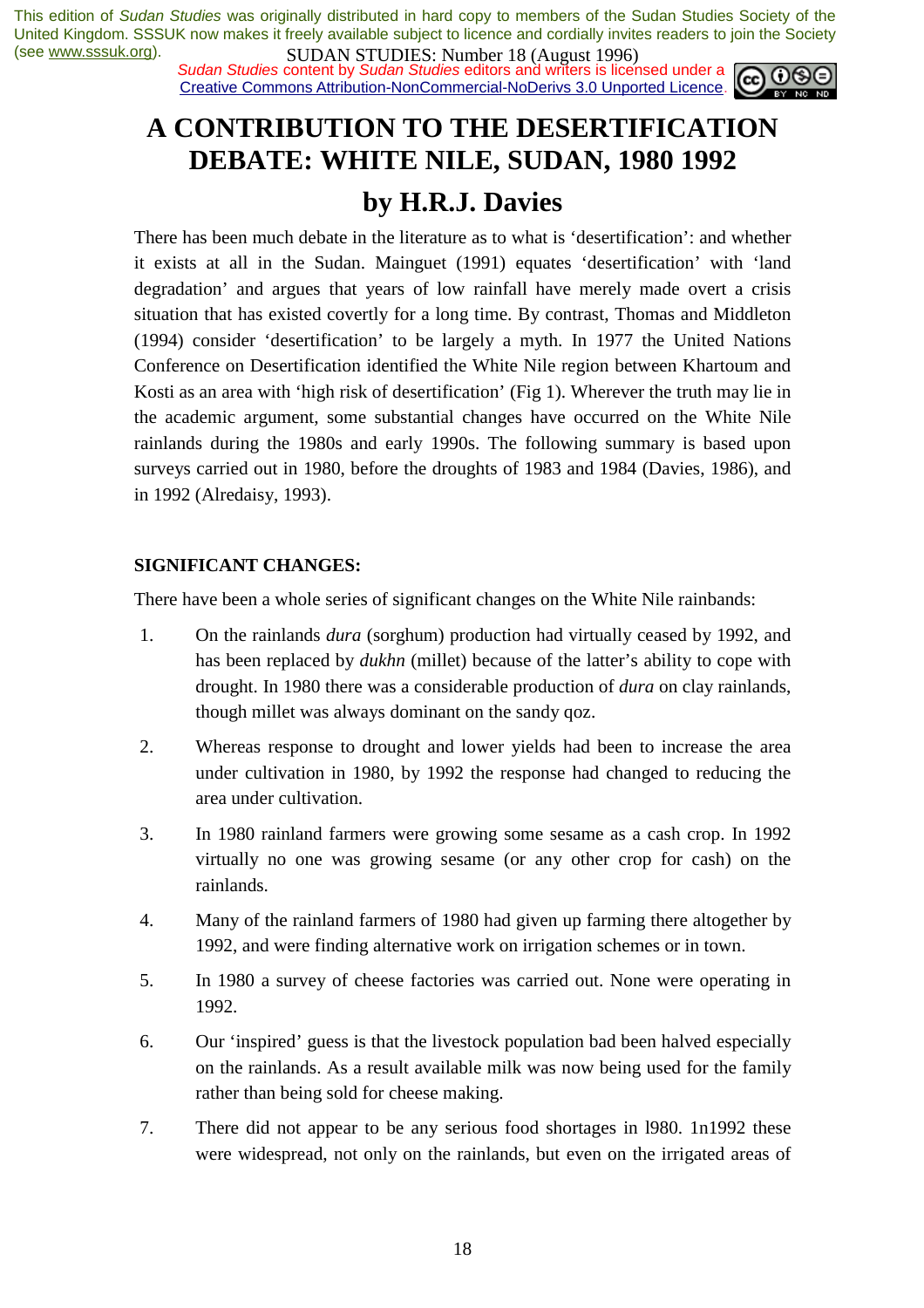This edition of *Sudan Studies* was originally distributed in hard copy to members of the Sudan Studies Society of the United Kingdom. SSSUK now makes it freely available subject to licence and cordially invites readers to join the Society (see www.sssuk.org).

*Sudan Studies* content by *Sudan Studies* editors and writers is licensed under a Creative Commons Attribution-NonCommercial-NoDerivs 3.0 Unported Licence.

# A CONTRIBUTION TO THE DESERTIFICATION DEBATE: WHITE NILE, SUDAN, 1980 1992

## by H.R.J. Davies

There has been much debate in the literature as to what is 'desertification': and whether it exists at all in the Sudan. Mainguet (1991) equates 'desertification' with 'land degradation' and argues that years of low rainfall have merely made overt a crisis situation that has existed covertly for a long time. By contrast, Thomas and Middleton (1994) consider 'desertification' to be largely a myth. In 1977 the United Nations Conference on Desertification identified the White Nile region between Khartoum and Kosti as an area with 'high risk of desertification' (Fig 1). Wherever the truth may lie in the academic argument, some substantial changes have occurred on the White Nile rainlands during the 1980s and early 1990s. The following summary is based upon surveys carried out in 1980, before the droughts of 1983 and 1984 (Davies, 1986), and in 1992 (Alredaisy, 1993).

**SIGNIFICANT CHANGES:**

There have been a whole series of significant changes on the White Nile rainbands:

1. On the rainlands *dura* (sorghum) production had virtually ceased by 1992, and has been replaced by *dukhn* (millet) because of the latter's ability to cope with drought. In 1980 there was a considerable production of *dura* on clay rainlands, though millet was always dominant on the sandy qoz.
2. Whereas response to drought and lower yields had been to increase the area under cultivation in 1980, by 1992 the response had changed to reducing the area under cultivation.
3. In 1980 rainland farmers were growing some sesame as a cash crop. In 1992 virtually no one was growing sesame (or any other crop for cash) on the rainlands.
4. Many of the rainland farmers of 1980 had given up farming there altogether by 1992, and were finding alternative work on irrigation schemes or in town.
5. In 1980 a survey of cheese factories was carried out. None were operating in 1992.
6. Our 'inspired' guess is that the livestock population bad been halved especially on the rainlands. As a result available milk was now being used for the family rather than being sold for cheese making.
7. There did not appear to be any serious food shortages in l980. 1n1992 these were widespread, not only on the rainlands, but even on the irrigated areas of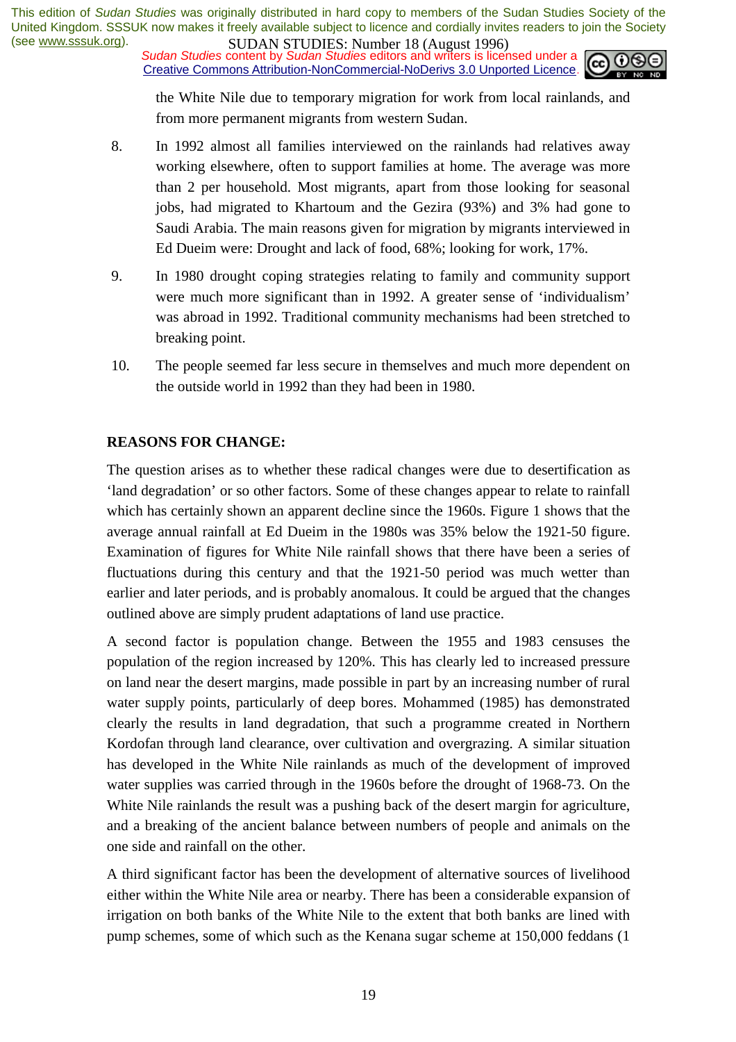the White Nile due to temporary migration for work from local rainlands, and from more permanent migrants from western Sudan.

8. In 1992 almost all families interviewed on the rainlands had relatives away working elsewhere, often to support families at home. The average was more than 2 per household. Most migrants, apart from those looking for seasonal jobs, had migrated to Khartoum and the Gezira (93%) and 3% had gone to Saudi Arabia. The main reasons given for migration by migrants interviewed in Ed Dueim were: Drought and lack of food, 68%; looking for work, 17%.

9. In 1980 drought coping strategies relating to family and community support were much more significant than in 1992. A greater sense of 'individualism' was abroad in 1992. Traditional community mechanisms had been stretched to breaking point.

10. The people seemed far less secure in themselves and much more dependent on the outside world in 1992 than they had been in 1980.

**REASONS FOR CHANGE:**

The question arises as to whether these radical changes were due to desertification as 'land degradation' or so other factors. Some of these changes appear to relate to rainfall which has certainly shown an apparent decline since the 1960s. Figure 1 shows that the average annual rainfall at Ed Dueim in the 1980s was 35% below the 1921-50 figure. Examination of figures for White Nile rainfall shows that there have been a series of fluctuations during this century and that the 1921-50 period was much wetter than earlier and later periods, and is probably anomalous. It could be argued that the changes outlined above are simply prudent adaptations of land use practice.

A second factor is population change. Between the 1955 and 1983 censuses the population of the region increased by 120%. This has clearly led to increased pressure on land near the desert margins, made possible in part by an increasing number of rural water supply points, particularly of deep bores. Mohammed (1985) has demonstrated clearly the results in land degradation, that such a programme created in Northern Kordofan through land clearance, over cultivation and overgrazing. A similar situation has developed in the White Nile rainlands as much of the development of improved water supplies was carried through in the 1960s before the drought of 1968-73. On the White Nile rainlands the result was a pushing back of the desert margin for agriculture, and a breaking of the ancient balance between numbers of people and animals on the one side and rainfall on the other.

A third significant factor has been the development of alternative sources of livelihood either within the White Nile area or nearby. There has been a considerable expansion of irrigation on both banks of the White Nile to the extent that both banks are lined with pump schemes, some of which such as the Kenana sugar scheme at 150,000 feddans (1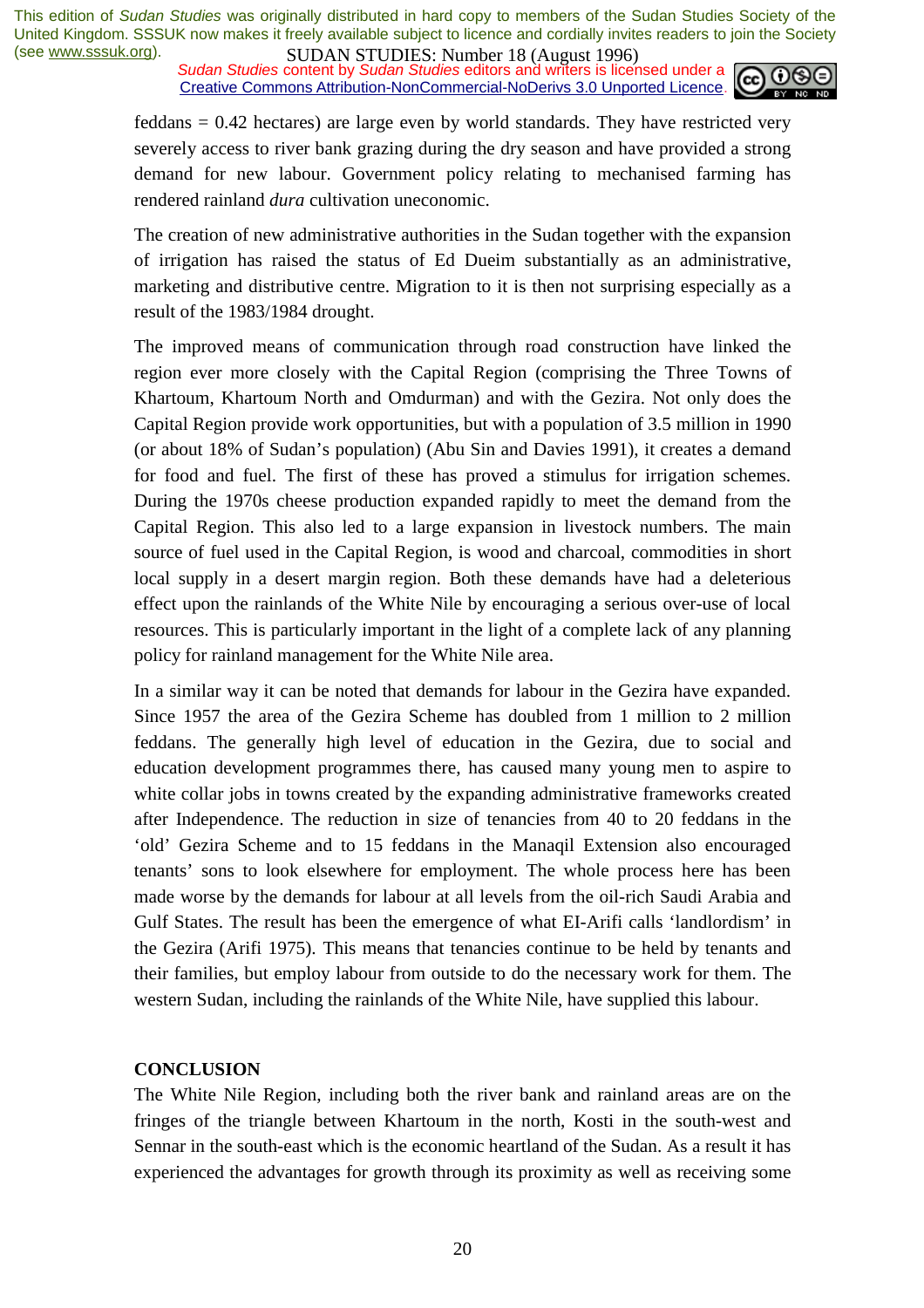feddans = 0.42 hectares) are large even by world standards. They have restricted very severely access to river bank grazing during the dry season and have provided a strong demand for new labour. Government policy relating to mechanised farming has rendered rainland *dura* cultivation uneconomic.

The creation of new administrative authorities in the Sudan together with the expansion of irrigation has raised the status of Ed Dueim substantially as an administrative, marketing and distributive centre. Migration to it is then not surprising especially as a result of the 1983/1984 drought.

The improved means of communication through road construction have linked the region ever more closely with the Capital Region (comprising the Three Towns of Khartoum, Khartoum North and Omdurman) and with the Gezira. Not only does the Capital Region provide work opportunities, but with a population of 3.5 million in 1990 (or about 18% of Sudan's population) (Abu Sin and Davies 1991), it creates a demand for food and fuel. The first of these has proved a stimulus for irrigation schemes. During the 1970s cheese production expanded rapidly to meet the demand from the Capital Region. This also led to a large expansion in livestock numbers. The main source of fuel used in the Capital Region, is wood and charcoal, commodities in short local supply in a desert margin region. Both these demands have had a deleterious effect upon the rainlands of the White Nile by encouraging a serious over-use of local resources. This is particularly important in the light of a complete lack of any planning policy for rainland management for the White Nile area.

In a similar way it can be noted that demands for labour in the Gezira have expanded. Since 1957 the area of the Gezira Scheme has doubled from 1 million to 2 million feddans. The generally high level of education in the Gezira, due to social and education development programmes there, has caused many young men to aspire to white collar jobs in towns created by the expanding administrative frameworks created after Independence. The reduction in size of tenancies from 40 to 20 feddans in the 'old' Gezira Scheme and to 15 feddans in the Manaqil Extension also encouraged tenants' sons to look elsewhere for employment. The whole process here has been made worse by the demands for labour at all levels from the oil-rich Saudi Arabia and Gulf States. The result has been the emergence of what EI-Arifi calls 'landlordism' in the Gezira (Arifi 1975). This means that tenancies continue to be held by tenants and their families, but employ labour from outside to do the necessary work for them. The western Sudan, including the rainlands of the White Nile, have supplied this labour.

## CONCLUSION

The White Nile Region, including both the river bank and rainland areas are on the fringes of the triangle between Khartoum in the north, Kosti in the south-west and Sennar in the south-east which is the economic heartland of the Sudan. As a result it has experienced the advantages for growth through its proximity as well as receiving some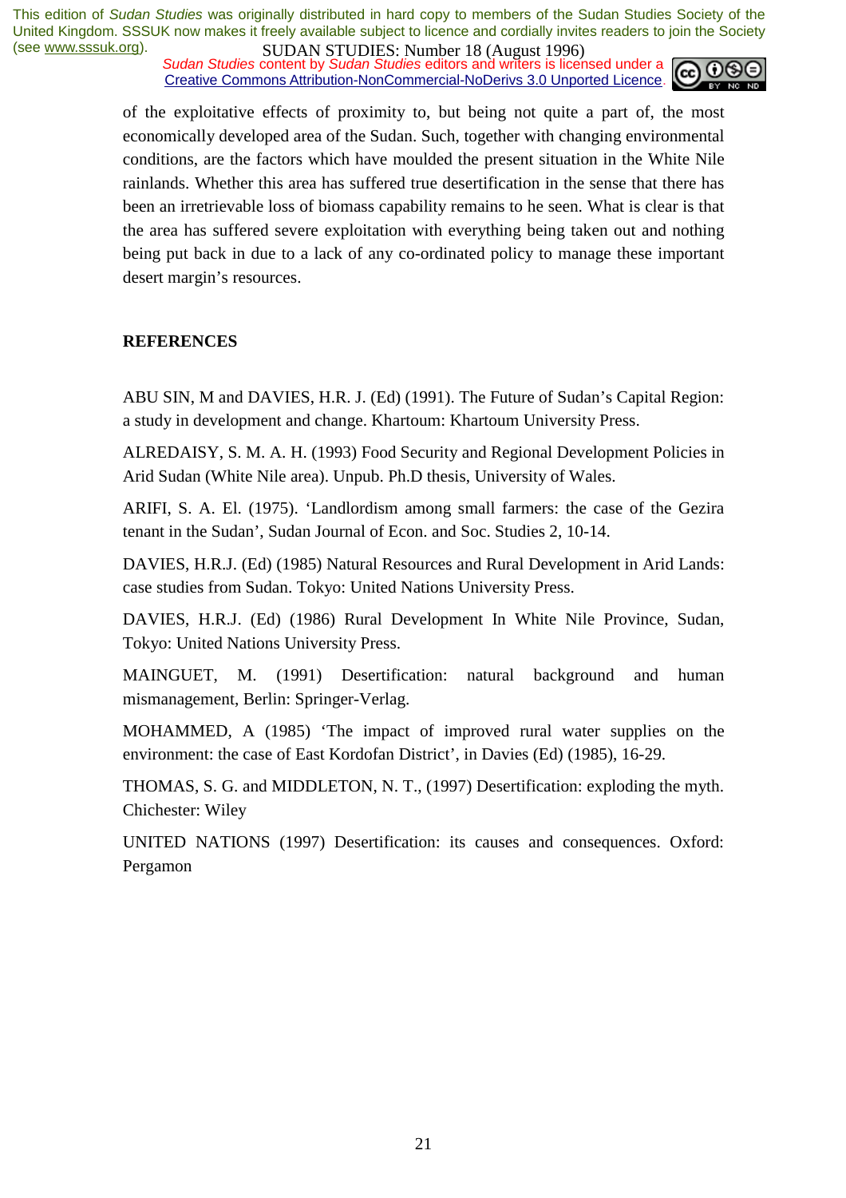of the exploitative effects of proximity to, but being not quite a part of, the most economically developed area of the Sudan. Such, together with changing environmental conditions, are the factors which have moulded the present situation in the White Nile rainlands. Whether this area has suffered true desertification in the sense that there has been an irretrievable loss of biomass capability remains to he seen. What is clear is that the area has suffered severe exploitation with everything being taken out and nothing being put back in due to a lack of any co-ordinated policy to manage these important desert margin's resources.

## REFERENCES

ABU SIN, M and DAVIES, H.R. J. (Ed) (1991). The Future of Sudan's Capital Region: a study in development and change. Khartoum: Khartoum University Press.

ALREDAISY, S. M. A. H. (1993) Food Security and Regional Development Policies in Arid Sudan (White Nile area). Unpub. Ph.D thesis, University of Wales.

ARIFI, S. A. El. (1975). 'Landlordism among small farmers: the case of the Gezira tenant in the Sudan', Sudan Journal of Econ. and Soc. Studies 2, 10-14.

DAVIES, H.R.J. (Ed) (1985) Natural Resources and Rural Development in Arid Lands: case studies from Sudan. Tokyo: United Nations University Press.

DAVIES, H.R.J. (Ed) (1986) Rural Development In White Nile Province, Sudan, Tokyo: United Nations University Press.

MAINGUET, M. (1991) Desertification: natural background and human mismanagement, Berlin: Springer-Verlag.

MOHAMMED, A (1985) 'The impact of improved rural water supplies on the environment: the case of East Kordofan District', in Davies (Ed) (1985), 16-29.

THOMAS, S. G. and MIDDLETON, N. T., (1997) Desertification: exploding the myth. Chichester: Wiley

UNITED NATIONS (1997) Desertification: its causes and consequences. Oxford: Pergamon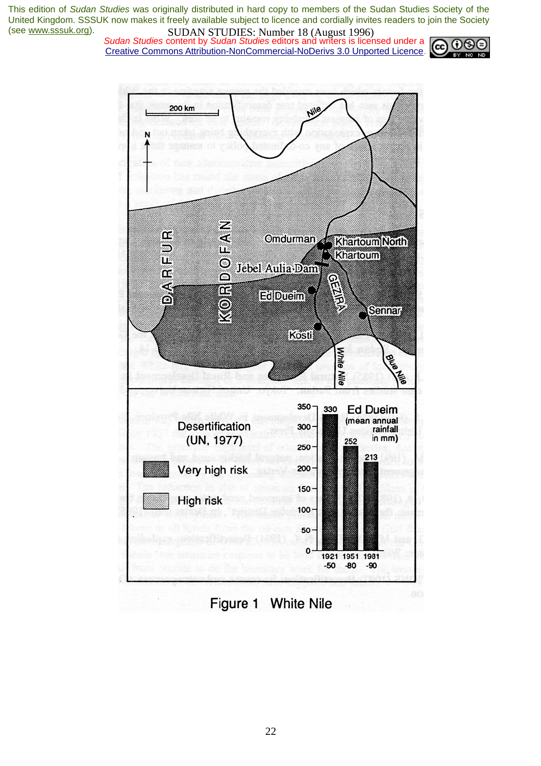Figure 1 White Nile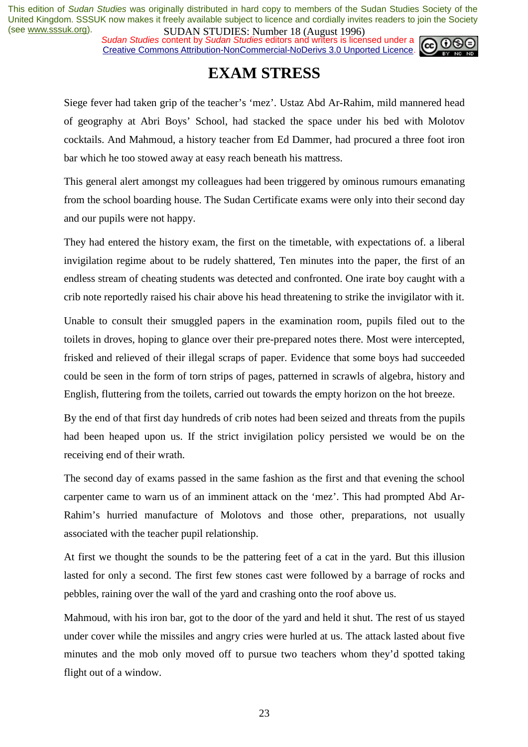# EXAM STRESS

Siege fever had taken grip of the teacher's 'mez'. Ustaz Abd Ar-Rahim, mild mannered head of geography at Abri Boys' School, had stacked the space under his bed with Molotov cocktails. And Mahmoud, a history teacher from Ed Dammer, had procured a three foot iron bar which he too stowed away at easy reach beneath his mattress.

This general alert amongst my colleagues had been triggered by ominous rumours emanating from the school boarding house. The Sudan Certificate exams were only into their second day and our pupils were not happy.

They had entered the history exam, the first on the timetable, with expectations of. a liberal invigilation regime about to be rudely shattered, Ten minutes into the paper, the first of an endless stream of cheating students was detected and confronted. One irate boy caught with a crib note reportedly raised his chair above his head threatening to strike the invigilator with it.

Unable to consult their smuggled papers in the examination room, pupils filed out to the toilets in droves, hoping to glance over their pre-prepared notes there. Most were intercepted, frisked and relieved of their illegal scraps of paper. Evidence that some boys had succeeded could be seen in the form of torn strips of pages, patterned in scrawls of algebra, history and English, fluttering from the toilets, carried out towards the empty horizon on the hot breeze.

By the end of that first day hundreds of crib notes had been seized and threats from the pupils had been heaped upon us. If the strict invigilation policy persisted we would be on the receiving end of their wrath.

The second day of exams passed in the same fashion as the first and that evening the school carpenter came to warn us of an imminent attack on the 'mez'. This had prompted Abd Ar-Rahim's hurried manufacture of Molotovs and those other, preparations, not usually associated with the teacher pupil relationship.

At first we thought the sounds to be the pattering feet of a cat in the yard. But this illusion lasted for only a second. The first few stones cast were followed by a barrage of rocks and pebbles, raining over the wall of the yard and crashing onto the roof above us.

Mahmoud, with his iron bar, got to the door of the yard and held it shut. The rest of us stayed under cover while the missiles and angry cries were hurled at us. The attack lasted about five minutes and the mob only moved off to pursue two teachers whom they'd spotted taking flight out of a window.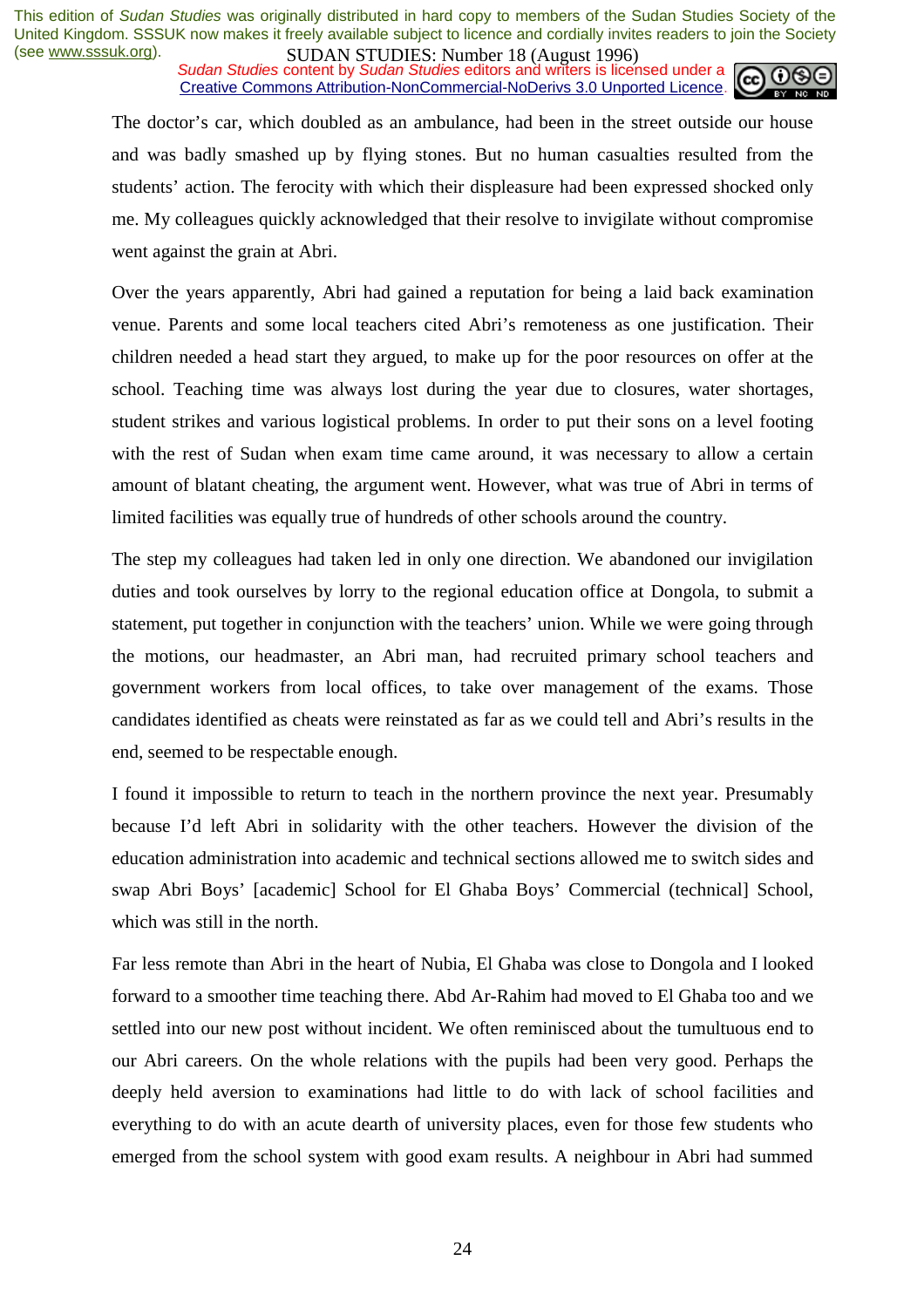The doctor's car, which doubled as an ambulance, had been in the street outside our house and was badly smashed up by flying stones. But no human casualties resulted from the students' action. The ferocity with which their displeasure had been expressed shocked only me. My colleagues quickly acknowledged that their resolve to invigilate without compromise went against the grain at Abri.

Over the years apparently, Abri had gained a reputation for being a laid back examination venue. Parents and some local teachers cited Abri's remoteness as one justification. Their children needed a head start they argued, to make up for the poor resources on offer at the school. Teaching time was always lost during the year due to closures, water shortages, student strikes and various logistical problems. In order to put their sons on a level footing with the rest of Sudan when exam time came around, it was necessary to allow a certain amount of blatant cheating, the argument went. However, what was true of Abri in terms of limited facilities was equally true of hundreds of other schools around the country.

The step my colleagues had taken led in only one direction. We abandoned our invigilation duties and took ourselves by lorry to the regional education office at Dongola, to submit a statement, put together in conjunction with the teachers' union. While we were going through the motions, our headmaster, an Abri man, had recruited primary school teachers and government workers from local offices, to take over management of the exams. Those candidates identified as cheats were reinstated as far as we could tell and Abri's results in the end, seemed to be respectable enough.

I found it impossible to return to teach in the northern province the next year. Presumably because I'd left Abri in solidarity with the other teachers. However the division of the education administration into academic and technical sections allowed me to switch sides and swap Abri Boys' [academic] School for El Ghaba Boys' Commercial (technical] School, which was still in the north.

Far less remote than Abri in the heart of Nubia, El Ghaba was close to Dongola and I looked forward to a smoother time teaching there. Abd Ar-Rahim had moved to El Ghaba too and we settled into our new post without incident. We often reminisced about the tumultuous end to our Abri careers. On the whole relations with the pupils had been very good. Perhaps the deeply held aversion to examinations had little to do with lack of school facilities and everything to do with an acute dearth of university places, even for those few students who emerged from the school system with good exam results. A neighbour in Abri had summed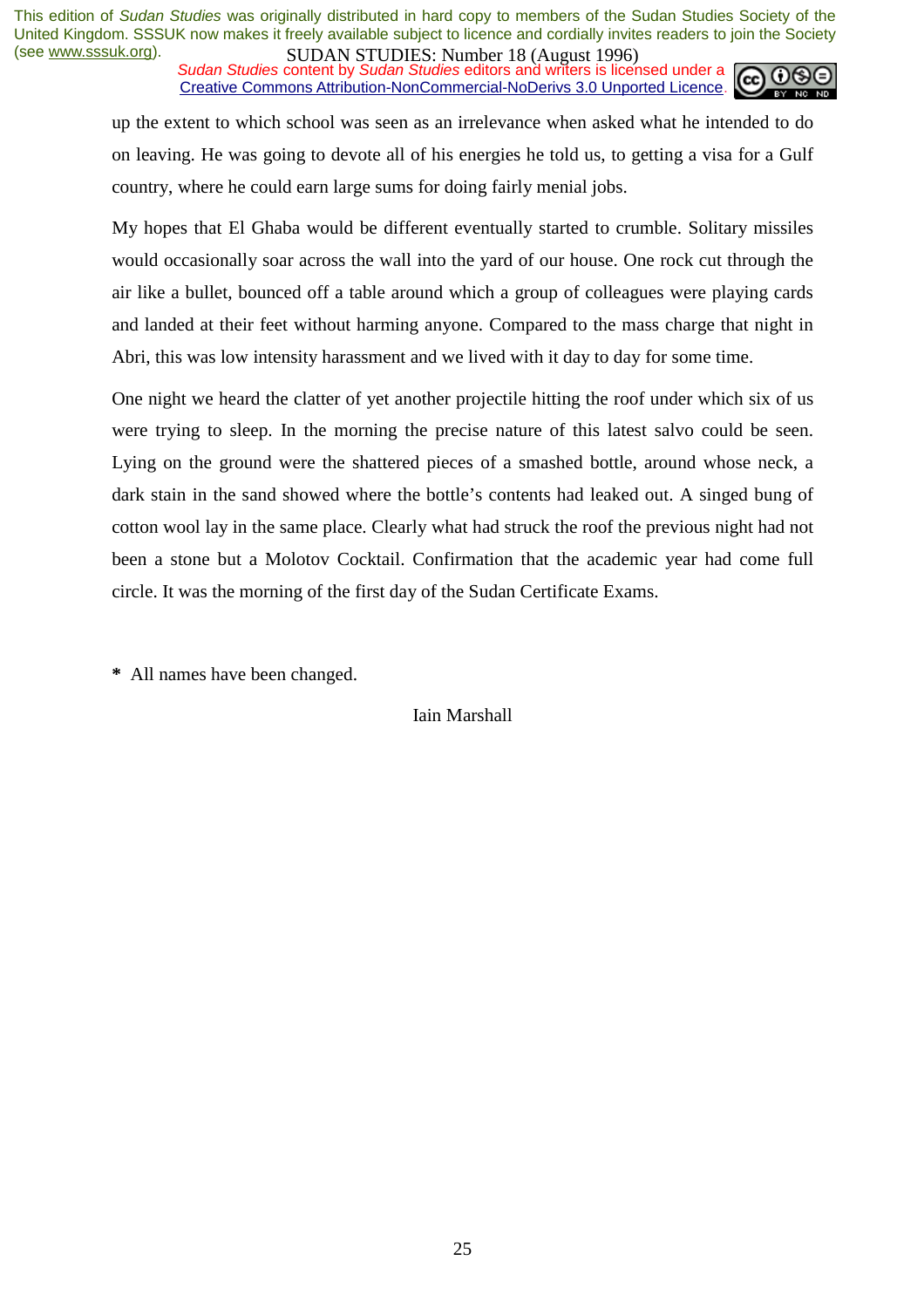up the extent to which school was seen as an irrelevance when asked what he intended to do on leaving. He was going to devote all of his energies he told us, to getting a visa for a Gulf country, where he could earn large sums for doing fairly menial jobs.

My hopes that El Ghaba would be different eventually started to crumble. Solitary missiles would occasionally soar across the wall into the yard of our house. One rock cut through the air like a bullet, bounced off a table around which a group of colleagues were playing cards and landed at their feet without harming anyone. Compared to the mass charge that night in Abri, this was low intensity harassment and we lived with it day to day for some time.

One night we heard the clatter of yet another projectile hitting the roof under which six of us were trying to sleep. In the morning the precise nature of this latest salvo could be seen. Lying on the ground were the shattered pieces of a smashed bottle, around whose neck, a dark stain in the sand showed where the bottle's contents had leaked out. A singed bung of cotton wool lay in the same place. Clearly what had struck the roof the previous night had not been a stone but a Molotov Cocktail. Confirmation that the academic year had come full circle. It was the morning of the first day of the Sudan Certificate Exams.

**\*** All names have been changed.

Iain Marshall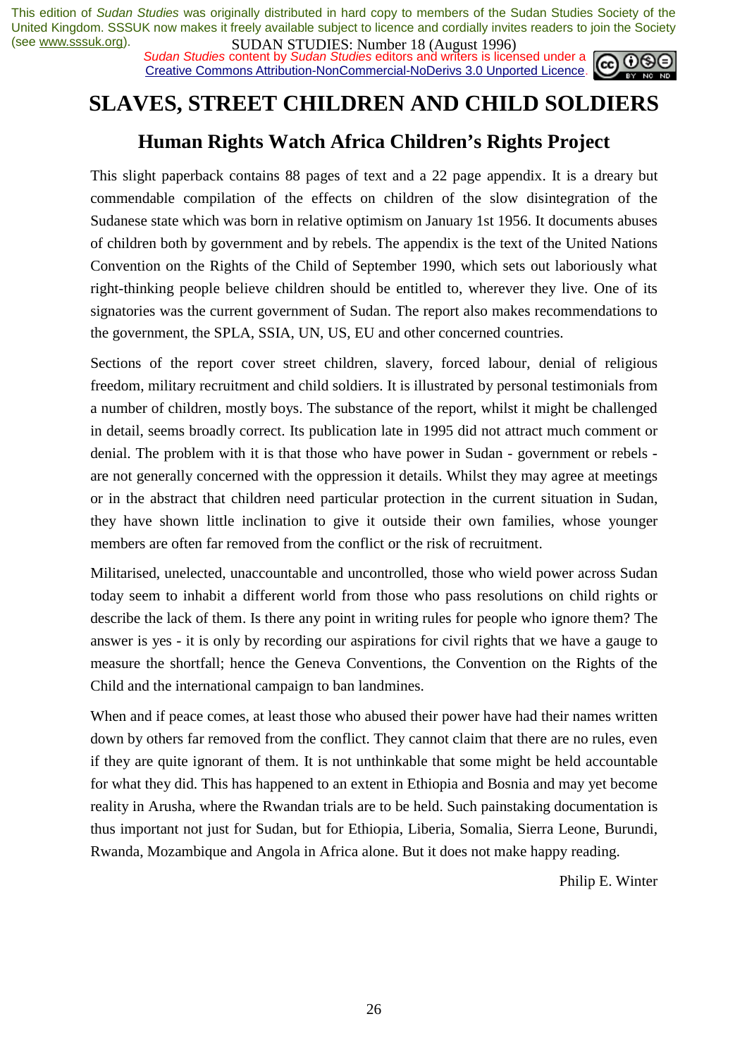# SLAVES, STREET CHILDREN AND CHILD SOLDIERS

## Human Rights Watch Africa Children's Rights Project

This slight paperback contains 88 pages of text and a 22 page appendix. It is a dreary but commendable compilation of the effects on children of the slow disintegration of the Sudanese state which was born in relative optimism on January 1st 1956. It documents abuses of children both by government and by rebels. The appendix is the text of the United Nations Convention on the Rights of the Child of September 1990, which sets out laboriously what right-thinking people believe children should be entitled to, wherever they live. One of its signatories was the current government of Sudan. The report also makes recommendations to the government, the SPLA, SSIA, UN, US, EU and other concerned countries.

Sections of the report cover street children, slavery, forced labour, denial of religious freedom, military recruitment and child soldiers. It is illustrated by personal testimonials from a number of children, mostly boys. The substance of the report, whilst it might be challenged in detail, seems broadly correct. Its publication late in 1995 did not attract much comment or denial. The problem with it is that those who have power in Sudan - government or rebels - are not generally concerned with the oppression it details. Whilst they may agree at meetings or in the abstract that children need particular protection in the current situation in Sudan, they have shown little inclination to give it outside their own families, whose younger members are often far removed from the conflict or the risk of recruitment.

Militarised, unelected, unaccountable and uncontrolled, those who wield power across Sudan today seem to inhabit a different world from those who pass resolutions on child rights or describe the lack of them. Is there any point in writing rules for people who ignore them? The answer is yes - it is only by recording our aspirations for civil rights that we have a gauge to measure the shortfall; hence the Geneva Conventions, the Convention on the Rights of the Child and the international campaign to ban landmines.

When and if peace comes, at least those who abused their power have had their names written down by others far removed from the conflict. They cannot claim that there are no rules, even if they are quite ignorant of them. It is not unthinkable that some might be held accountable for what they did. This has happened to an extent in Ethiopia and Bosnia and may yet become reality in Arusha, where the Rwandan trials are to be held. Such painstaking documentation is thus important not just for Sudan, but for Ethiopia, Liberia, Somalia, Sierra Leone, Burundi, Rwanda, Mozambique and Angola in Africa alone. But it does not make happy reading.

Philip E. Winter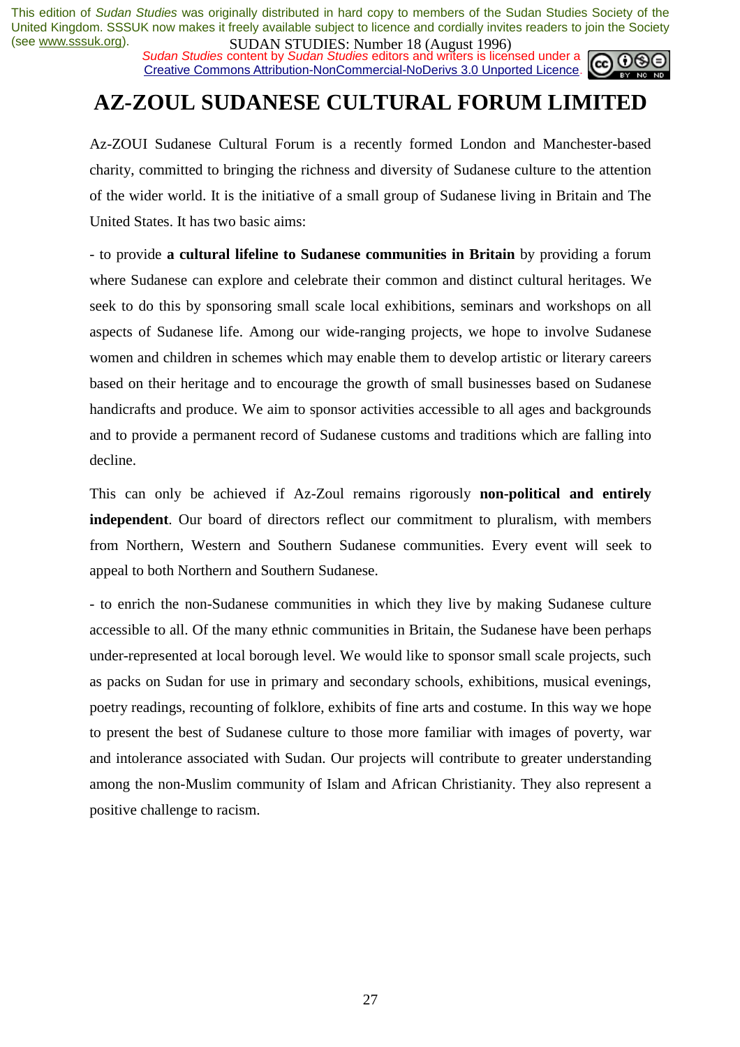# AZ-ZOUL SUDANESE CULTURAL FORUM LIMITED

Az-ZOUI Sudanese Cultural Forum is a recently formed London and Manchester-based charity, committed to bringing the richness and diversity of Sudanese culture to the attention of the wider world. It is the initiative of a small group of Sudanese living in Britain and The United States. It has two basic aims:

- to provide **a cultural lifeline to Sudanese communities in Britain** by providing a forum where Sudanese can explore and celebrate their common and distinct cultural heritages. We seek to do this by sponsoring small scale local exhibitions, seminars and workshops on all aspects of Sudanese life. Among our wide-ranging projects, we hope to involve Sudanese women and children in schemes which may enable them to develop artistic or literary careers based on their heritage and to encourage the growth of small businesses based on Sudanese handicrafts and produce. We aim to sponsor activities accessible to all ages and backgrounds and to provide a permanent record of Sudanese customs and traditions which are falling into decline.

This can only be achieved if Az-Zoul remains rigorously **non-political and entirely independent**. Our board of directors reflect our commitment to pluralism, with members from Northern, Western and Southern Sudanese communities. Every event will seek to appeal to both Northern and Southern Sudanese.

- to enrich the non-Sudanese communities in which they live by making Sudanese culture accessible to all. Of the many ethnic communities in Britain, the Sudanese have been perhaps under-represented at local borough level. We would like to sponsor small scale projects, such as packs on Sudan for use in primary and secondary schools, exhibitions, musical evenings, poetry readings, recounting of folklore, exhibits of fine arts and costume. In this way we hope to present the best of Sudanese culture to those more familiar with images of poverty, war and intolerance associated with Sudan. Our projects will contribute to greater understanding among the non-Muslim community of Islam and African Christianity. They also represent a positive challenge to racism.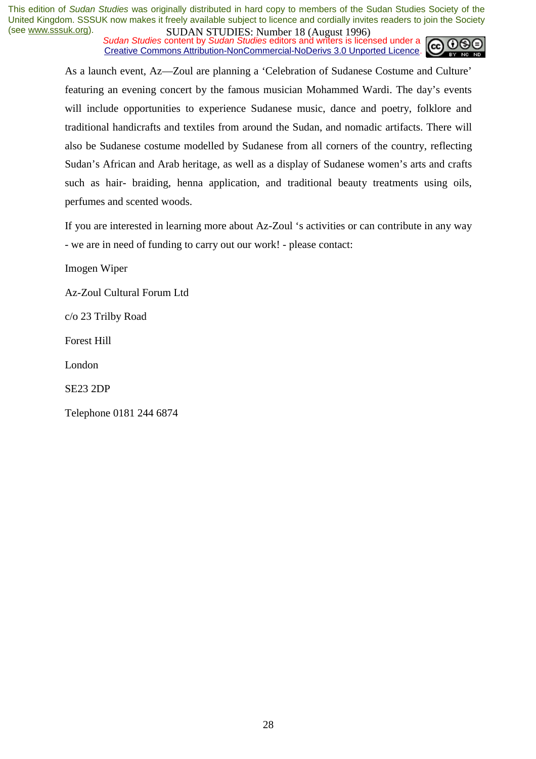As a launch event, Az—Zoul are planning a 'Celebration of Sudanese Costume and Culture' featuring an evening concert by the famous musician Mohammed Wardi. The day's events will include opportunities to experience Sudanese music, dance and poetry, folklore and traditional handicrafts and textiles from around the Sudan, and nomadic artifacts. There will also be Sudanese costume modelled by Sudanese from all corners of the country, reflecting Sudan's African and Arab heritage, as well as a display of Sudanese women's arts and crafts such as hair- braiding, henna application, and traditional beauty treatments using oils, perfumes and scented woods.

If you are interested in learning more about Az-Zoul 's activities or can contribute in any way - we are in need of funding to carry out our work! - please contact:

Imogen Wiper

Az-Zoul Cultural Forum Ltd

c/o 23 Trilby Road

Forest Hill

London

SE23 2DP

Telephone 0181 244 6874